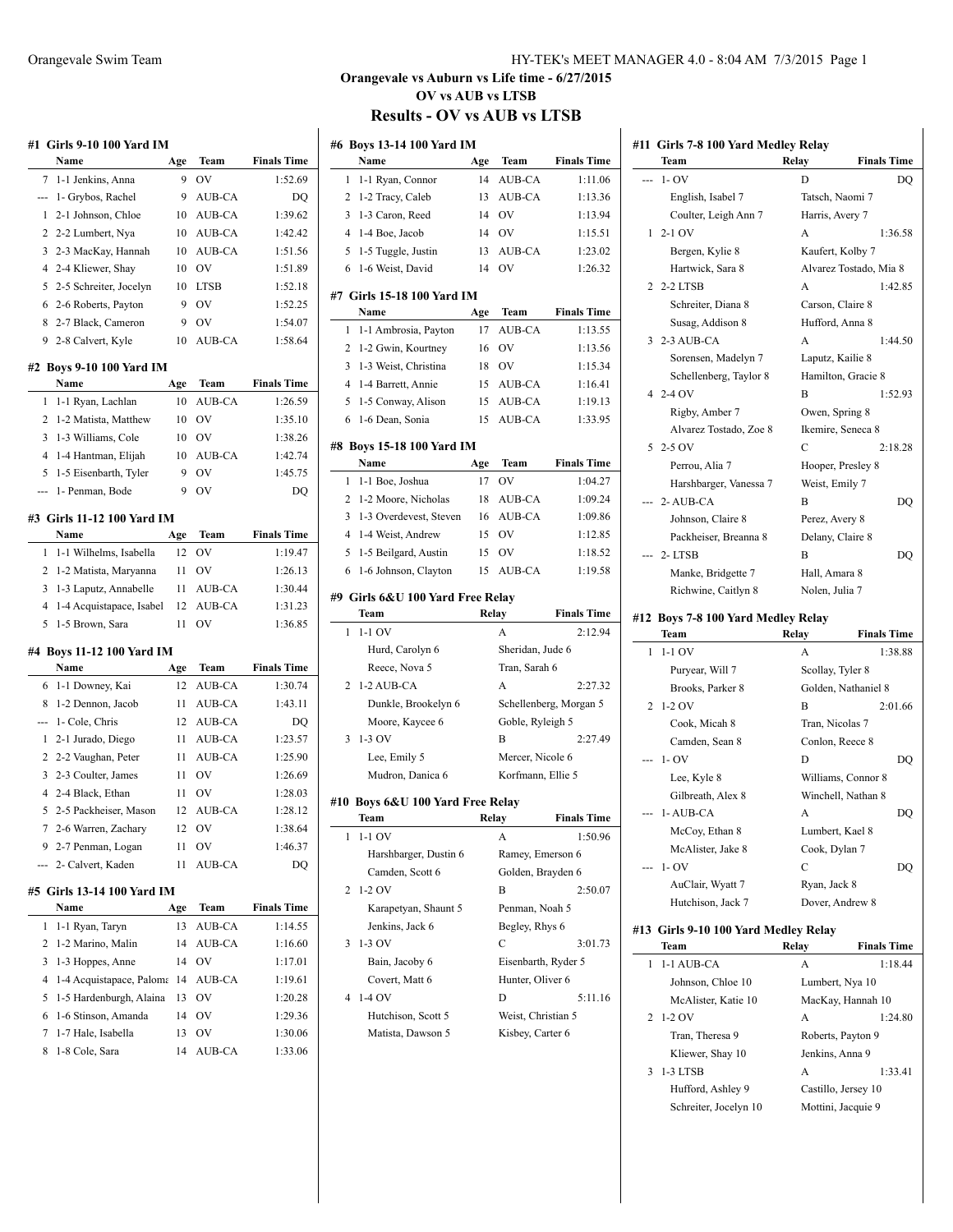Orangevale Swim Team

**Orangevale vs Auburn vs Life time - 6/27/2015**

**OV vs AUB vs LTSB**

## Results - OV vs AUB vs LTSB

### #1 Girls 9-10 100 Yard IM

| | Name | Age | Team | Finals Time |
|---|---|---|---|---|
| 7 | 1-1 Jenkins, Anna | 9 | OV | 1:52.69 |
| --- | 1- Grybos, Rachel | 9 | AUB-CA | DQ |
| 1 | 2-1 Johnson, Chloe | 10 | AUB-CA | 1:39.62 |
| 2 | 2-2 Lumbert, Nya | 10 | AUB-CA | 1:42.42 |
| 3 | 2-3 MacKay, Hannah | 10 | AUB-CA | 1:51.56 |
| 4 | 2-4 Kliewer, Shay | 10 | OV | 1:51.89 |
| 5 | 2-5 Schreiter, Jocelyn | 10 | LTSB | 1:52.18 |
| 6 | 2-6 Roberts, Payton | 9 | OV | 1:52.25 |
| 8 | 2-7 Black, Cameron | 9 | OV | 1:54.07 |
| 9 | 2-8 Calvert, Kyle | 10 | AUB-CA | 1:58.64 |

### #2 Boys 9-10 100 Yard IM

| | Name | Age | Team | Finals Time |
|---|---|---|---|---|
| 1 | 1-1 Ryan, Lachlan | 10 | AUB-CA | 1:26.59 |
| 2 | 1-2 Matista, Matthew | 10 | OV | 1:35.10 |
| 3 | 1-3 Williams, Cole | 10 | OV | 1:38.26 |
| 4 | 1-4 Hantman, Elijah | 10 | AUB-CA | 1:42.74 |
| 5 | 1-5 Eisenbarth, Tyler | 9 | OV | 1:45.75 |
| --- | 1- Penman, Bode | 9 | OV | DQ |

### #3 Girls 11-12 100 Yard IM

| | Name | Age | Team | Finals Time |
|---|---|---|---|---|
| 1 | 1-1 Wilhelms, Isabella | 12 | OV | 1:19.47 |
| 2 | 1-2 Matista, Maryanna | 11 | OV | 1:26.13 |
| 3 | 1-3 Laputz, Annabelle | 11 | AUB-CA | 1:30.44 |
| 4 | 1-4 Acquistapace, Isabel | 12 | AUB-CA | 1:31.23 |
| 5 | 1-5 Brown, Sara | 11 | OV | 1:36.85 |

### #4 Boys 11-12 100 Yard IM

| | Name | Age | Team | Finals Time |
|---|---|---|---|---|
| 6 | 1-1 Downey, Kai | 12 | AUB-CA | 1:30.74 |
| 8 | 1-2 Dennon, Jacob | 11 | AUB-CA | 1:43.11 |
| --- | 1- Cole, Chris | 12 | AUB-CA | DQ |
| 1 | 2-1 Jurado, Diego | 11 | AUB-CA | 1:23.57 |
| 2 | 2-2 Vaughan, Peter | 11 | AUB-CA | 1:25.90 |
| 3 | 2-3 Coulter, James | 11 | OV | 1:26.69 |
| 4 | 2-4 Black, Ethan | 11 | OV | 1:28.03 |
| 5 | 2-5 Packheiser, Mason | 12 | AUB-CA | 1:28.12 |
| 7 | 2-6 Warren, Zachary | 12 | OV | 1:38.64 |
| 9 | 2-7 Penman, Logan | 11 | OV | 1:46.37 |
| --- | 2- Calvert, Kaden | 11 | AUB-CA | DQ |

### #5 Girls 13-14 100 Yard IM

| | Name | Age | Team | Finals Time |
|---|---|---|---|---|
| 1 | 1-1 Ryan, Taryn | 13 | AUB-CA | 1:14.55 |
| 2 | 1-2 Marino, Malin | 14 | AUB-CA | 1:16.60 |
| 3 | 1-3 Hoppes, Anne | 14 | OV | 1:17.01 |
| 4 | 1-4 Acquistapace, Paloma | 14 | AUB-CA | 1:19.61 |
| 5 | 1-5 Hardenburgh, Alaina | 13 | OV | 1:20.28 |
| 6 | 1-6 Stinson, Amanda | 14 | OV | 1:29.36 |
| 7 | 1-7 Hale, Isabella | 13 | OV | 1:30.06 |
| 8 | 1-8 Cole, Sara | 14 | AUB-CA | 1:33.06 |

### #6 Boys 13-14 100 Yard IM

| | Name | Age | Team | Finals Time |
|---|---|---|---|---|
| 1 | 1-1 Ryan, Connor | 14 | AUB-CA | 1:11.06 |
| 2 | 1-2 Tracy, Caleb | 13 | AUB-CA | 1:13.36 |
| 3 | 1-3 Caron, Reed | 14 | OV | 1:13.94 |
| 4 | 1-4 Boe, Jacob | 14 | OV | 1:15.51 |
| 5 | 1-5 Tuggle, Justin | 13 | AUB-CA | 1:23.02 |
| 6 | 1-6 Weist, David | 14 | OV | 1:26.32 |

### #7 Girls 15-18 100 Yard IM

| | Name | Age | Team | Finals Time |
|---|---|---|---|---|
| 1 | 1-1 Ambrosia, Payton | 17 | AUB-CA | 1:13.55 |
| 2 | 1-2 Gwin, Kourtney | 16 | OV | 1:13.56 |
| 3 | 1-3 Weist, Christina | 18 | OV | 1:15.34 |
| 4 | 1-4 Barrett, Annie | 15 | AUB-CA | 1:16.41 |
| 5 | 1-5 Conway, Alison | 15 | AUB-CA | 1:19.13 |
| 6 | 1-6 Dean, Sonia | 15 | AUB-CA | 1:33.95 |

### #8 Boys 15-18 100 Yard IM

| | Name | Age | Team | Finals Time |
|---|---|---|---|---|
| 1 | 1-1 Boe, Joshua | 17 | OV | 1:04.27 |
| 2 | 1-2 Moore, Nicholas | 18 | AUB-CA | 1:09.24 |
| 3 | 1-3 Overdevest, Steven | 16 | AUB-CA | 1:09.86 |
| 4 | 1-4 Weist, Andrew | 15 | OV | 1:12.85 |
| 5 | 1-5 Beilgard, Austin | 15 | OV | 1:18.52 |
| 6 | 1-6 Johnson, Clayton | 15 | AUB-CA | 1:19.58 |

### #9 Girls 6&U 100 Yard Free Relay

| | Team | Relay | Finals Time |
|---|---|---|---|
| 1 | 1-1 OV | A | 2:12.94 |
| | Hurd, Carolyn 6 | Sheridan, Jude 6 | |
| | Reece, Nova 5 | Tran, Sarah 6 | |
| 2 | 1-2 AUB-CA | A | 2:27.32 |
| | Dunkle, Brookelyn 6 | Schellenberg, Morgan 5 | |
| | Moore, Kaycee 6 | Goble, Ryleigh 5 | |
| 3 | 1-3 OV | B | 2:27.49 |
| | Lee, Emily 5 | Mercer, Nicole 6 | |
| | Mudron, Danica 6 | Korfmann, Ellie 5 | |

### #10 Boys 6&U 100 Yard Free Relay

| | Team | Relay | Finals Time |
|---|---|---|---|
| 1 | 1-1 OV | A | 1:50.96 |
| | Harshbarger, Dustin 6 | Ramey, Emerson 6 | |
| | Camden, Scott 6 | Golden, Brayden 6 | |
| 2 | 1-2 OV | B | 2:50.07 |
| | Karapetyan, Shaunt 5 | Penman, Noah 5 | |
| | Jenkins, Jack 6 | Begley, Rhys 6 | |
| 3 | 1-3 OV | C | 3:01.73 |
| | Bain, Jacoby 6 | Eisenbarth, Ryder 5 | |
| | Covert, Matt 6 | Hunter, Oliver 6 | |
| 4 | 1-4 OV | D | 5:11.16 |
| | Hutchison, Scott 5 | Weist, Christian 5 | |
| | Matista, Dawson 5 | Kisbey, Carter 6 | |

### #11 Girls 7-8 100 Yard Medley Relay

| | Team | Relay | Finals Time |
|---|---|---|---|
| --- | 1- OV | D | DQ |
| | English, Isabel 7 | Tatsch, Naomi 7 | |
| | Coulter, Leigh Ann 7 | Harris, Avery 7 | |
| 1 | 2-1 OV | A | 1:36.58 |
| | Bergen, Kylie 8 | Kaufert, Kolby 7 | |
| | Hartwick, Sara 8 | Alvarez Tostado, Mia 8 | |
| 2 | 2-2 LTSB | A | 1:42.85 |
| | Schreiter, Diana 8 | Carson, Claire 8 | |
| | Susag, Addison 8 | Hufford, Anna 8 | |
| 3 | 2-3 AUB-CA | A | 1:44.50 |
| | Sorensen, Madelyn 7 | Laputz, Kailie 8 | |
| | Schellenberg, Taylor 8 | Hamilton, Gracie 8 | |
| 4 | 2-4 OV | B | 1:52.93 |
| | Rigby, Amber 7 | Owen, Spring 8 | |
| | Alvarez Tostado, Zoe 8 | Ikemire, Seneca 8 | |
| 5 | 2-5 OV | C | 2:18.28 |
| | Perrou, Alia 7 | Hooper, Presley 8 | |
| | Harshbarger, Vanessa 7 | Weist, Emily 7 | |
| --- | 2- AUB-CA | B | DQ |
| | Johnson, Claire 8 | Perez, Avery 8 | |
| | Packheiser, Breanna 8 | Delany, Claire 8 | |
| --- | 2- LTSB | B | DQ |
| | Manke, Bridgette 7 | Hall, Amara 8 | |
| | Richwine, Caitlyn 8 | Nolen, Julia 7 | |

### #12 Boys 7-8 100 Yard Medley Relay

| | Team | Relay | Finals Time |
|---|---|---|---|
| 1 | 1-1 OV | A | 1:38.88 |
| | Puryear, Will 7 | Scollay, Tyler 8 | |
| | Brooks, Parker 8 | Golden, Nathaniel 8 | |
| 2 | 1-2 OV | B | 2:01.66 |
| | Cook, Micah 8 | Tran, Nicolas 7 | |
| | Camden, Sean 8 | Conlon, Reece 8 | |
| --- | 1- OV | D | DQ |
| | Lee, Kyle 8 | Williams, Connor 8 | |
| | Gilbreath, Alex 8 | Winchell, Nathan 8 | |
| --- | 1- AUB-CA | A | DQ |
| | McCoy, Ethan 8 | Lumbert, Kael 8 | |
| | McAlister, Jake 8 | Cook, Dylan 7 | |
| --- | 1- OV | C | DQ |
| | AuClair, Wyatt 7 | Ryan, Jack 8 | |
| | Hutchison, Jack 7 | Dover, Andrew 8 | |

### #13 Girls 9-10 100 Yard Medley Relay

| | Team | Relay | Finals Time |
|---|---|---|---|
| 1 | 1-1 AUB-CA | A | 1:18.44 |
| | Johnson, Chloe 10 | Lumbert, Nya 10 | |
| | McAlister, Katie 10 | MacKay, Hannah 10 | |
| 2 | 1-2 OV | A | 1:24.80 |
| | Tran, Theresa 9 | Roberts, Payton 9 | |
| | Kliewer, Shay 10 | Jenkins, Anna 9 | |
| 3 | 1-3 LTSB | A | 1:33.41 |
| | Hufford, Ashley 9 | Castillo, Jersey 10 | |
| | Schreiter, Jocelyn 10 | Mottini, Jacquie 9 | |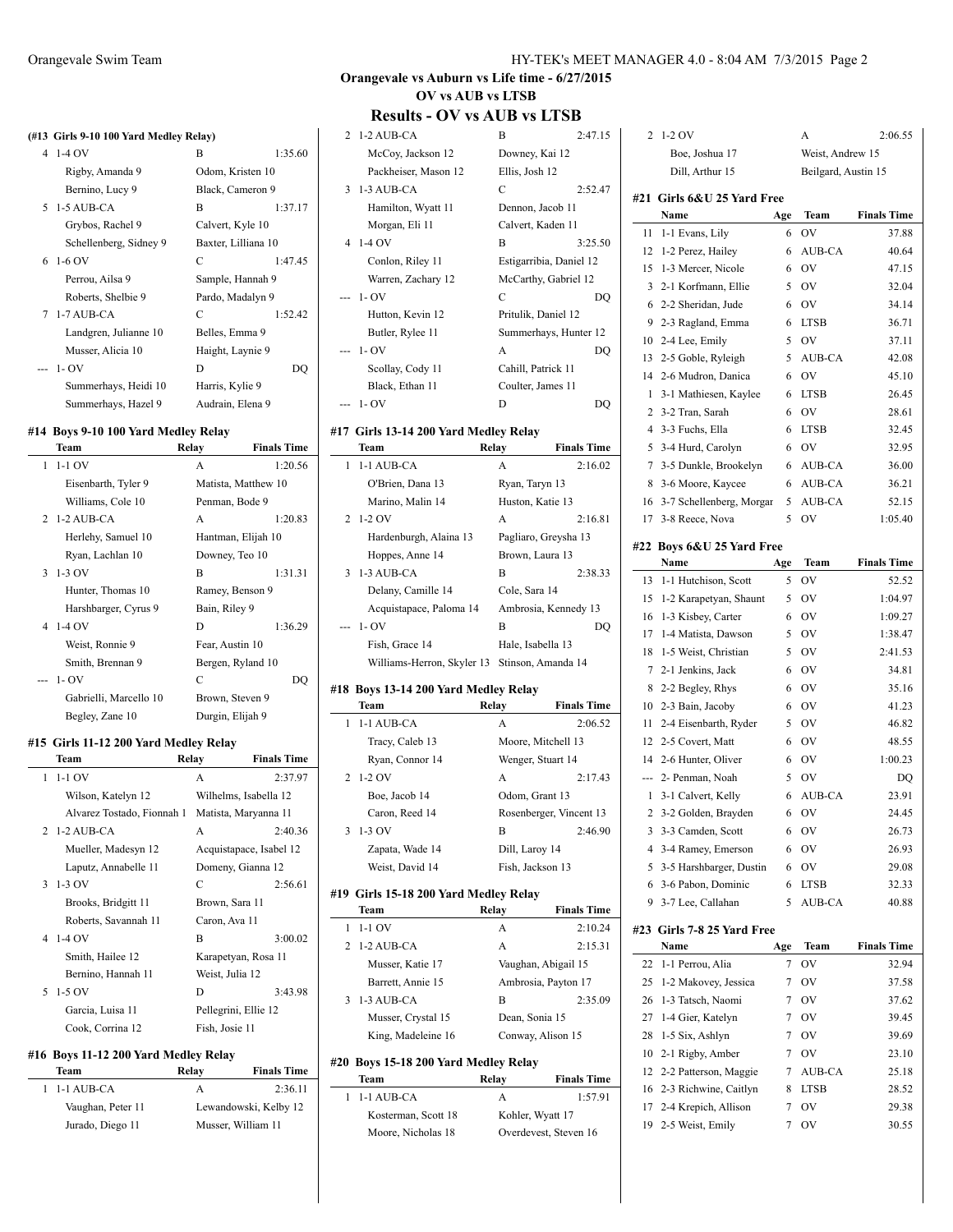## Orangevale vs Auburn vs Life time - 6/27/2015
### OV vs AUB vs LTSB
# Results - OV vs AUB vs LTSB

**(#13 Girls 9-10 100 Yard Medley Relay)**

| | Team | Relay | Finals Time |
|---|---|---|---|
| 4 | 1-4 OV | B | 1:35.60 |
| | Rigby, Amanda 9 | Odom, Kristen 10 | |
| | Bernino, Lucy 9 | Black, Cameron 9 | |
| 5 | 1-5 AUB-CA | B | 1:37.17 |
| | Grybos, Rachel 9 | Calvert, Kyle 10 | |
| | Schellenberg, Sidney 9 | Baxter, Lilliana 10 | |
| 6 | 1-6 OV | C | 1:47.45 |
| | Perrou, Ailsa 9 | Sample, Hannah 9 | |
| | Roberts, Shelbie 9 | Pardo, Madalyn 9 | |
| 7 | 1-7 AUB-CA | C | 1:52.42 |
| | Landgren, Julianne 10 | Belles, Emma 9 | |
| | Musser, Alicia 10 | Haight, Laynie 9 | |
| --- | 1- OV | D | DQ |
| | Summerhays, Heidi 10 | Harris, Kylie 9 | |
| | Summerhays, Hazel 9 | Audrain, Elena 9 | |

**#14 Boys 9-10 100 Yard Medley Relay**

| | Team | Relay | Finals Time |
|---|---|---|---|
| 1 | 1-1 OV | A | 1:20.56 |
| | Eisenbarth, Tyler 9 | Matista, Matthew 10 | |
| | Williams, Cole 10 | Penman, Bode 9 | |
| 2 | 1-2 AUB-CA | A | 1:20.83 |
| | Herlehy, Samuel 10 | Hantman, Elijah 10 | |
| | Ryan, Lachlan 10 | Downey, Teo 10 | |
| 3 | 1-3 OV | B | 1:31.31 |
| | Hunter, Thomas 10 | Ramey, Benson 9 | |
| | Harshbarger, Cyrus 9 | Bain, Riley 9 | |
| 4 | 1-4 OV | D | 1:36.29 |
| | Weist, Ronnie 9 | Fear, Austin 10 | |
| | Smith, Brennan 9 | Bergen, Ryland 10 | |
| --- | 1- OV | C | DQ |
| | Gabrielli, Marcello 10 | Brown, Steven 9 | |
| | Begley, Zane 10 | Durgin, Elijah 9 | |

**#15 Girls 11-12 200 Yard Medley Relay**

| | Team | Relay | Finals Time |
|---|---|---|---|
| 1 | 1-1 OV | A | 2:37.97 |
| | Wilson, Katelyn 12 | Wilhelms, Isabella 12 | |
| | Alvarez Tostado, Fionnah 1 | Matista, Maryanna 11 | |
| 2 | 1-2 AUB-CA | A | 2:40.36 |
| | Mueller, Madesyn 12 | Acquistapace, Isabel 12 | |
| | Laputz, Annabelle 11 | Domeny, Gianna 12 | |
| 3 | 1-3 OV | C | 2:56.61 |
| | Brooks, Bridgitt 11 | Brown, Sara 11 | |
| | Roberts, Savannah 11 | Caron, Ava 11 | |
| 4 | 1-4 OV | B | 3:00.02 |
| | Smith, Hailee 12 | Karapetyan, Rosa 11 | |
| | Bernino, Hannah 11 | Weist, Julia 12 | |
| 5 | 1-5 OV | D | 3:43.98 |
| | Garcia, Luisa 11 | Pellegrini, Ellie 12 | |
| | Cook, Corrina 12 | Fish, Josie 11 | |

**#16 Boys 11-12 200 Yard Medley Relay**

| | Team | Relay | Finals Time |
|---|---|---|---|
| 1 | 1-1 AUB-CA | A | 2:36.11 |
| | Vaughan, Peter 11 | Lewandowski, Kelby 12 | |
| | Jurado, Diego 11 | Musser, William 11 | |
| 2 | 1-2 AUB-CA | B | 2:47.15 |
| | McCoy, Jackson 12 | Downey, Kai 12 | |
| | Packheiser, Mason 12 | Ellis, Josh 12 | |
| 3 | 1-3 AUB-CA | C | 2:52.47 |
| | Hamilton, Wyatt 11 | Dennon, Jacob 11 | |
| | Morgan, Eli 11 | Calvert, Kaden 11 | |
| 4 | 1-4 OV | B | 3:25.50 |
| | Conlon, Riley 11 | Estigarribia, Daniel 12 | |
| | Warren, Zachary 12 | McCarthy, Gabriel 12 | |
| --- | 1- OV | C | DQ |
| | Hutton, Kevin 12 | Pritulik, Daniel 12 | |
| | Butler, Rylee 11 | Summerhays, Hunter 12 | |
| --- | 1- OV | A | DQ |
| | Scollay, Cody 11 | Cahill, Patrick 11 | |
| | Black, Ethan 11 | Coulter, James 11 | |
| --- | 1- OV | D | DQ |

**#17 Girls 13-14 200 Yard Medley Relay**

| | Team | Relay | Finals Time |
|---|---|---|---|
| 1 | 1-1 AUB-CA | A | 2:16.02 |
| | O'Brien, Dana 13 | Ryan, Taryn 13 | |
| | Marino, Malin 14 | Huston, Katie 13 | |
| 2 | 1-2 OV | A | 2:16.81 |
| | Hardenburgh, Alaina 13 | Pagliaro, Greysha 13 | |
| | Hoppes, Anne 14 | Brown, Laura 13 | |
| 3 | 1-3 AUB-CA | B | 2:38.33 |
| | Delany, Camille 14 | Cole, Sara 14 | |
| | Acquistapace, Paloma 14 | Ambrosia, Kennedy 13 | |
| --- | 1- OV | B | DQ |
| | Fish, Grace 14 | Hale, Isabella 13 | |
| | Williams-Herron, Skyler 13 | Stinson, Amanda 14 | |

**#18 Boys 13-14 200 Yard Medley Relay**

| | Team | Relay | Finals Time |
|---|---|---|---|
| 1 | 1-1 AUB-CA | A | 2:06.52 |
| | Tracy, Caleb 13 | Moore, Mitchell 13 | |
| | Ryan, Connor 14 | Wenger, Stuart 14 | |
| 2 | 1-2 OV | A | 2:17.43 |
| | Boe, Jacob 14 | Odom, Grant 13 | |
| | Caron, Reed 14 | Rosenberger, Vincent 13 | |
| 3 | 1-3 OV | B | 2:46.90 |
| | Zapata, Wade 14 | Dill, Laroy 14 | |
| | Weist, David 14 | Fish, Jackson 13 | |

**#19 Girls 15-18 200 Yard Medley Relay**

| | Team | Relay | Finals Time |
|---|---|---|---|
| 1 | 1-1 OV | A | 2:10.24 |
| 2 | 1-2 AUB-CA | A | 2:15.31 |
| | Musser, Katie 17 | Vaughan, Abigail 15 | |
| | Barrett, Annie 15 | Ambrosia, Payton 17 | |
| 3 | 1-3 AUB-CA | B | 2:35.09 |
| | Musser, Crystal 15 | Dean, Sonia 15 | |
| | King, Madeleine 16 | Conway, Alison 15 | |

**#20 Boys 15-18 200 Yard Medley Relay**

| | Team | Relay | Finals Time |
|---|---|---|---|
| 1 | 1-1 AUB-CA | A | 1:57.91 |
| | Kosterman, Scott 18 | Kohler, Wyatt 17 | |
| | Moore, Nicholas 18 | Overdevest, Steven 16 | |
| 2 | 1-2 OV | A | 2:06.55 |
| | Boe, Joshua 17 | Weist, Andrew 15 | |
| | Dill, Arthur 15 | Beilgard, Austin 15 | |

**#21 Girls 6&U 25 Yard Free**

| | Name | Age | Team | Finals Time |
|---|---|---|---|---|
| 11 | 1-1 Evans, Lily | 6 | OV | 37.88 |
| 12 | 1-2 Perez, Hailey | 6 | AUB-CA | 40.64 |
| 15 | 1-3 Mercer, Nicole | 6 | OV | 47.15 |
| 3 | 2-1 Korfmann, Ellie | 5 | OV | 32.04 |
| 6 | 2-2 Sheridan, Jude | 6 | OV | 34.14 |
| 9 | 2-3 Ragland, Emma | 6 | LTSB | 36.71 |
| 10 | 2-4 Lee, Emily | 5 | OV | 37.11 |
| 13 | 2-5 Goble, Ryleigh | 5 | AUB-CA | 42.08 |
| 14 | 2-6 Mudron, Danica | 6 | OV | 45.10 |
| 1 | 3-1 Mathiesen, Kaylee | 6 | LTSB | 26.45 |
| 2 | 3-2 Tran, Sarah | 6 | OV | 28.61 |
| 4 | 3-3 Fuchs, Ella | 6 | LTSB | 32.45 |
| 5 | 3-4 Hurd, Carolyn | 6 | OV | 32.95 |
| 7 | 3-5 Dunkle, Brookelyn | 6 | AUB-CA | 36.00 |
| 8 | 3-6 Moore, Kaycee | 6 | AUB-CA | 36.21 |
| 16 | 3-7 Schellenberg, Morgar | 5 | AUB-CA | 52.15 |
| 17 | 3-8 Reece, Nova | 5 | OV | 1:05.40 |

**#22 Boys 6&U 25 Yard Free**

| | Name | Age | Team | Finals Time |
|---|---|---|---|---|
| 13 | 1-1 Hutchison, Scott | 5 | OV | 52.52 |
| 15 | 1-2 Karapetyan, Shaunt | 5 | OV | 1:04.97 |
| 16 | 1-3 Kisbey, Carter | 6 | OV | 1:09.27 |
| 17 | 1-4 Matista, Dawson | 5 | OV | 1:38.47 |
| 18 | 1-5 Weist, Christian | 5 | OV | 2:41.53 |
| 7 | 2-1 Jenkins, Jack | 6 | OV | 34.81 |
| 8 | 2-2 Begley, Rhys | 6 | OV | 35.16 |
| 10 | 2-3 Bain, Jacoby | 6 | OV | 41.23 |
| 11 | 2-4 Eisenbarth, Ryder | 5 | OV | 46.82 |
| 12 | 2-5 Covert, Matt | 6 | OV | 48.55 |
| 14 | 2-6 Hunter, Oliver | 6 | OV | 1:00.23 |
| --- | 2- Penman, Noah | 5 | OV | DQ |
| 1 | 3-1 Calvert, Kelly | 6 | AUB-CA | 23.91 |
| 2 | 3-2 Golden, Brayden | 6 | OV | 24.45 |
| 3 | 3-3 Camden, Scott | 6 | OV | 26.73 |
| 4 | 3-4 Ramey, Emerson | 6 | OV | 26.93 |
| 5 | 3-5 Harshbarger, Dustin | 6 | OV | 29.08 |
| 6 | 3-6 Pabon, Dominic | 6 | LTSB | 32.33 |
| 9 | 3-7 Lee, Callahan | 5 | AUB-CA | 40.88 |

**#23 Girls 7-8 25 Yard Free**

| | Name | Age | Team | Finals Time |
|---|---|---|---|---|
| 22 | 1-1 Perrou, Alia | 7 | OV | 32.94 |
| 25 | 1-2 Makovey, Jessica | 7 | OV | 37.58 |
| 26 | 1-3 Tatsch, Naomi | 7 | OV | 37.62 |
| 27 | 1-4 Gier, Katelyn | 7 | OV | 39.45 |
| 28 | 1-5 Six, Ashlyn | 7 | OV | 39.69 |
| 10 | 2-1 Rigby, Amber | 7 | OV | 23.10 |
| 12 | 2-2 Patterson, Maggie | 7 | AUB-CA | 25.18 |
| 16 | 2-3 Richwine, Caitlyn | 8 | LTSB | 28.52 |
| 17 | 2-4 Krepich, Allison | 7 | OV | 29.38 |
| 19 | 2-5 Weist, Emily | 7 | OV | 30.55 |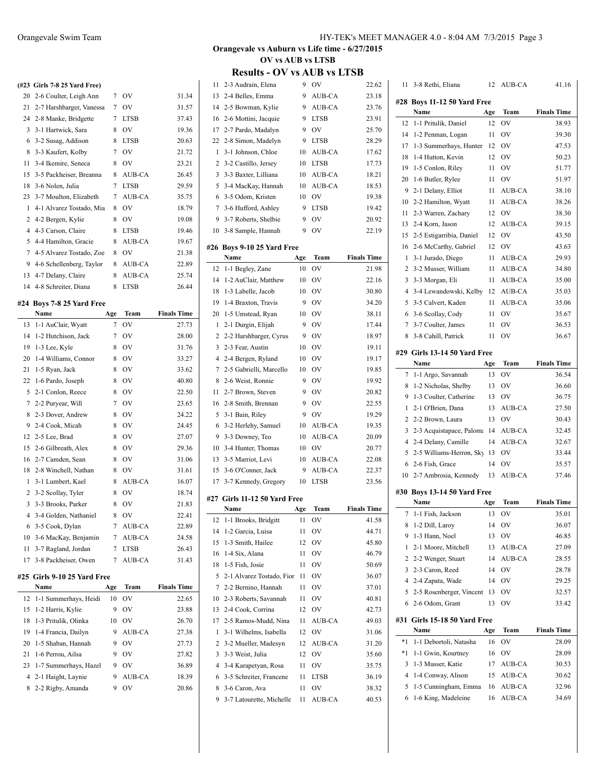## Orangevale vs Auburn vs Life time - 6/27/2015
### OV vs AUB vs LTSB
### Results - OV vs AUB vs LTSB

**(#23 Girls 7-8 25 Yard Free)**

| | Name | Age | Team | Finals Time |
|---|---|---|---|---|
| 20 | 2-6 Coulter, Leigh Ann | 7 | OV | 31.34 |
| 21 | 2-7 Harshbarger, Vanessa | 7 | OV | 31.57 |
| 24 | 2-8 Manke, Bridgette | 7 | LTSB | 37.43 |
| 3 | 3-1 Hartwick, Sara | 8 | OV | 19.36 |
| 6 | 3-2 Susag, Addison | 8 | LTSB | 20.63 |
| 8 | 3-3 Kaufert, Kolby | 7 | OV | 21.72 |
| 11 | 3-4 Ikemire, Seneca | 8 | OV | 23.21 |
| 15 | 3-5 Packheiser, Breanna | 8 | AUB-CA | 26.45 |
| 18 | 3-6 Nolen, Julia | 7 | LTSB | 29.59 |
| 23 | 3-7 Moulton, Elizabeth | 7 | AUB-CA | 35.75 |
| 1 | 4-1 Alvarez Tostado, Mia | 8 | OV | 18.79 |
| 2 | 4-2 Bergen, Kylie | 8 | OV | 19.08 |
| 4 | 4-3 Carson, Claire | 8 | LTSB | 19.46 |
| 5 | 4-4 Hamilton, Gracie | 8 | AUB-CA | 19.67 |
| 7 | 4-5 Alvarez Tostado, Zoe | 8 | OV | 21.38 |
| 9 | 4-6 Schellenberg, Taylor | 8 | AUB-CA | 22.89 |
| 13 | 4-7 Delany, Claire | 8 | AUB-CA | 25.74 |
| 14 | 4-8 Schreiter, Diana | 8 | LTSB | 26.44 |

**#24 Boys 7-8 25 Yard Free**

| | Name | Age | Team | Finals Time |
|---|---|---|---|---|
| 13 | 1-1 AuClair, Wyatt | 7 | OV | 27.73 |
| 14 | 1-2 Hutchison, Jack | 7 | OV | 28.00 |
| 19 | 1-3 Lee, Kyle | 8 | OV | 31.76 |
| 20 | 1-4 Williams, Connor | 8 | OV | 33.27 |
| 21 | 1-5 Ryan, Jack | 8 | OV | 33.62 |
| 22 | 1-6 Pardo, Joseph | 8 | OV | 40.80 |
| 5 | 2-1 Conlon, Reece | 8 | OV | 22.50 |
| 7 | 2-2 Puryear, Will | 7 | OV | 23.65 |
| 8 | 2-3 Dover, Andrew | 8 | OV | 24.22 |
| 9 | 2-4 Cook, Micah | 8 | OV | 24.45 |
| 12 | 2-5 Lee, Brad | 8 | OV | 27.07 |
| 15 | 2-6 Gilbreath, Alex | 8 | OV | 29.36 |
| 16 | 2-7 Camden, Sean | 8 | OV | 31.06 |
| 18 | 2-8 Winchell, Nathan | 8 | OV | 31.61 |
| 1 | 3-1 Lumbert, Kael | 8 | AUB-CA | 16.07 |
| 2 | 3-2 Scollay, Tyler | 8 | OV | 18.74 |
| 3 | 3-3 Brooks, Parker | 8 | OV | 21.83 |
| 4 | 3-4 Golden, Nathaniel | 8 | OV | 22.41 |
| 6 | 3-5 Cook, Dylan | 7 | AUB-CA | 22.89 |
| 10 | 3-6 MacKay, Benjamin | 7 | AUB-CA | 24.58 |
| 11 | 3-7 Ragland, Jordan | 7 | LTSB | 26.43 |
| 17 | 3-8 Packheiser, Owen | 7 | AUB-CA | 31.43 |

**#25 Girls 9-10 25 Yard Free**

| | Name | Age | Team | Finals Time |
|---|---|---|---|---|
| 12 | 1-1 Summerhays, Heidi | 10 | OV | 22.65 |
| 15 | 1-2 Harris, Kylie | 9 | OV | 23.88 |
| 18 | 1-3 Pritulik, Olinka | 10 | OV | 26.70 |
| 19 | 1-4 Francia, Dailyn | 9 | AUB-CA | 27.38 |
| 20 | 1-5 Shaban, Hannah | 9 | OV | 27.73 |
| 21 | 1-6 Perrou, Ailsa | 9 | OV | 27.82 |
| 23 | 1-7 Summerhays, Hazel | 9 | OV | 36.89 |
| 4 | 2-1 Haight, Laynie | 9 | AUB-CA | 18.39 |
| 8 | 2-2 Rigby, Amanda | 9 | OV | 20.86 |
| 11 | 2-3 Audrain, Elena | 9 | OV | 22.62 |
| 13 | 2-4 Belles, Emma | 9 | AUB-CA | 23.18 |
| 14 | 2-5 Bowman, Kylie | 9 | AUB-CA | 23.76 |
| 16 | 2-6 Mottini, Jacquie | 9 | LTSB | 23.91 |
| 17 | 2-7 Pardo, Madalyn | 9 | OV | 25.70 |
| 22 | 2-8 Simon, Madelyn | 9 | LTSB | 28.29 |
| 1 | 3-1 Johnson, Chloe | 10 | AUB-CA | 17.62 |
| 2 | 3-2 Castillo, Jersey | 10 | LTSB | 17.73 |
| 3 | 3-3 Baxter, Lilliana | 10 | AUB-CA | 18.21 |
| 5 | 3-4 MacKay, Hannah | 10 | AUB-CA | 18.53 |
| 6 | 3-5 Odom, Kristen | 10 | OV | 19.38 |
| 7 | 3-6 Hufford, Ashley | 9 | LTSB | 19.42 |
| 9 | 3-7 Roberts, Shelbie | 9 | OV | 20.92 |
| 10 | 3-8 Sample, Hannah | 9 | OV | 22.19 |

**#26 Boys 9-10 25 Yard Free**

| | Name | Age | Team | Finals Time |
|---|---|---|---|---|
| 12 | 1-1 Begley, Zane | 10 | OV | 21.98 |
| 14 | 1-2 AuClair, Matthew | 10 | OV | 22.16 |
| 18 | 1-3 Labelle, Jacob | 10 | OV | 30.80 |
| 19 | 1-4 Braxton, Travis | 9 | OV | 34.20 |
| 20 | 1-5 Umstead, Ryan | 10 | OV | 38.11 |
| 1 | 2-1 Durgin, Elijah | 9 | OV | 17.44 |
| 2 | 2-2 Harshbarger, Cyrus | 9 | OV | 18.97 |
| 3 | 2-3 Fear, Austin | 10 | OV | 19.11 |
| 4 | 2-4 Bergen, Ryland | 10 | OV | 19.17 |
| 7 | 2-5 Gabrielli, Marcello | 10 | OV | 19.85 |
| 8 | 2-6 Weist, Ronnie | 9 | OV | 19.92 |
| 11 | 2-7 Brown, Steven | 9 | OV | 20.82 |
| 16 | 2-8 Smith, Brennan | 9 | OV | 22.55 |
| 5 | 3-1 Bain, Riley | 9 | OV | 19.29 |
| 6 | 3-2 Herlehy, Samuel | 10 | AUB-CA | 19.35 |
| 9 | 3-3 Downey, Teo | 10 | AUB-CA | 20.09 |
| 10 | 3-4 Hunter, Thomas | 10 | OV | 20.77 |
| 13 | 3-5 Marriot, Levi | 10 | AUB-CA | 22.08 |
| 15 | 3-6 O'Conner, Jack | 9 | AUB-CA | 22.37 |
| 17 | 3-7 Kennedy, Gregory | 10 | LTSB | 23.56 |

**#27 Girls 11-12 50 Yard Free**

| | Name | Age | Team | Finals Time |
|---|---|---|---|---|
| 12 | 1-1 Brooks, Bridgitt | 11 | OV | 41.58 |
| 14 | 1-2 Garcia, Luisa | 11 | OV | 44.71 |
| 15 | 1-3 Smith, Hailee | 12 | OV | 45.80 |
| 16 | 1-4 Six, Alana | 11 | OV | 46.79 |
| 18 | 1-5 Fish, Josie | 11 | OV | 50.69 |
| 5 | 2-1 Alvarez Tostado, Fior | 11 | OV | 36.07 |
| 7 | 2-2 Bernino, Hannah | 11 | OV | 37.01 |
| 10 | 2-3 Roberts, Savannah | 11 | OV | 40.81 |
| 13 | 2-4 Cook, Corrina | 12 | OV | 42.73 |
| 17 | 2-5 Ramos-Mudd, Nina | 11 | AUB-CA | 49.03 |
| 1 | 3-1 Wilhelms, Isabella | 12 | OV | 31.06 |
| 2 | 3-2 Mueller, Madesyn | 12 | AUB-CA | 31.20 |
| 3 | 3-3 Weist, Julia | 12 | OV | 35.60 |
| 4 | 3-4 Karapetyan, Rosa | 11 | OV | 35.75 |
| 6 | 3-5 Schreiter, Francene | 11 | LTSB | 36.19 |
| 8 | 3-6 Caron, Ava | 11 | OV | 38.32 |
| 9 | 3-7 Latourette, Michelle | 11 | AUB-CA | 40.53 |
| 11 | 3-8 Rethi, Eliana | 12 | AUB-CA | 41.16 |

**#28 Boys 11-12 50 Yard Free**

| | Name | Age | Team | Finals Time |
|---|---|---|---|---|
| 12 | 1-1 Pritulik, Daniel | 12 | OV | 38.93 |
| 14 | 1-2 Penman, Logan | 11 | OV | 39.30 |
| 17 | 1-3 Summerhays, Hunter | 12 | OV | 47.53 |
| 18 | 1-4 Hutton, Kevin | 12 | OV | 50.23 |
| 19 | 1-5 Conlon, Riley | 11 | OV | 51.77 |
| 20 | 1-6 Butler, Rylee | 11 | OV | 51.97 |
| 9 | 2-1 Delany, Elliot | 11 | AUB-CA | 38.10 |
| 10 | 2-2 Hamilton, Wyatt | 11 | AUB-CA | 38.26 |
| 11 | 2-3 Warren, Zachary | 12 | OV | 38.30 |
| 13 | 2-4 Korn, Jason | 12 | AUB-CA | 39.15 |
| 15 | 2-5 Estigarribia, Daniel | 12 | OV | 43.50 |
| 16 | 2-6 McCarthy, Gabriel | 12 | OV | 43.63 |
| 1 | 3-1 Jurado, Diego | 11 | AUB-CA | 29.93 |
| 2 | 3-2 Musser, William | 11 | AUB-CA | 34.80 |
| 3 | 3-3 Morgan, Eli | 11 | AUB-CA | 35.00 |
| 4 | 3-4 Lewandowski, Kelby | 12 | AUB-CA | 35.03 |
| 5 | 3-5 Calvert, Kaden | 11 | AUB-CA | 35.06 |
| 6 | 3-6 Scollay, Cody | 11 | OV | 35.67 |
| 7 | 3-7 Coulter, James | 11 | OV | 36.53 |
| 8 | 3-8 Cahill, Patrick | 11 | OV | 36.67 |

**#29 Girls 13-14 50 Yard Free**

| | Name | Age | Team | Finals Time |
|---|---|---|---|---|
| 7 | 1-1 Argo, Savannah | 13 | OV | 36.54 |
| 8 | 1-2 Nicholas, Shelby | 13 | OV | 36.60 |
| 9 | 1-3 Coulter, Catherine | 13 | OV | 36.75 |
| 1 | 2-1 O'Brien, Dana | 13 | AUB-CA | 27.50 |
| 2 | 2-2 Brown, Laura | 13 | OV | 30.43 |
| 3 | 2-3 Acquistapace, Paloma | 14 | AUB-CA | 32.45 |
| 4 | 2-4 Delany, Camille | 14 | AUB-CA | 32.67 |
| 5 | 2-5 Williams-Herron, Sky | 13 | OV | 33.44 |
| 6 | 2-6 Fish, Grace | 14 | OV | 35.57 |
| 10 | 2-7 Ambrosia, Kennedy | 13 | AUB-CA | 37.46 |

**#30 Boys 13-14 50 Yard Free**

| | Name | Age | Team | Finals Time |
|---|---|---|---|---|
| 7 | 1-1 Fish, Jackson | 13 | OV | 35.01 |
| 8 | 1-2 Dill, Laroy | 14 | OV | 36.07 |
| 9 | 1-3 Hann, Noel | 13 | OV | 46.85 |
| 1 | 2-1 Moore, Mitchell | 13 | AUB-CA | 27.09 |
| 2 | 2-2 Wenger, Stuart | 14 | AUB-CA | 28.55 |
| 3 | 2-3 Caron, Reed | 14 | OV | 28.78 |
| 4 | 2-4 Zapata, Wade | 14 | OV | 29.25 |
| 5 | 2-5 Rosenberger, Vincent | 13 | OV | 32.57 |
| 6 | 2-6 Odom, Grant | 13 | OV | 33.42 |

**#31 Girls 15-18 50 Yard Free**

| | Name | Age | Team | Finals Time |
|---|---|---|---|---|
| *1 | 1-1 Debortoli, Natasha | 16 | OV | 28.09 |
| *1 | 1-1 Gwin, Kourtney | 16 | OV | 28.09 |
| 3 | 1-3 Musser, Katie | 17 | AUB-CA | 30.53 |
| 4 | 1-4 Conway, Alison | 15 | AUB-CA | 30.62 |
| 5 | 1-5 Cunningham, Emma | 16 | AUB-CA | 32.96 |
| 6 | 1-6 King, Madeleine | 16 | AUB-CA | 34.69 |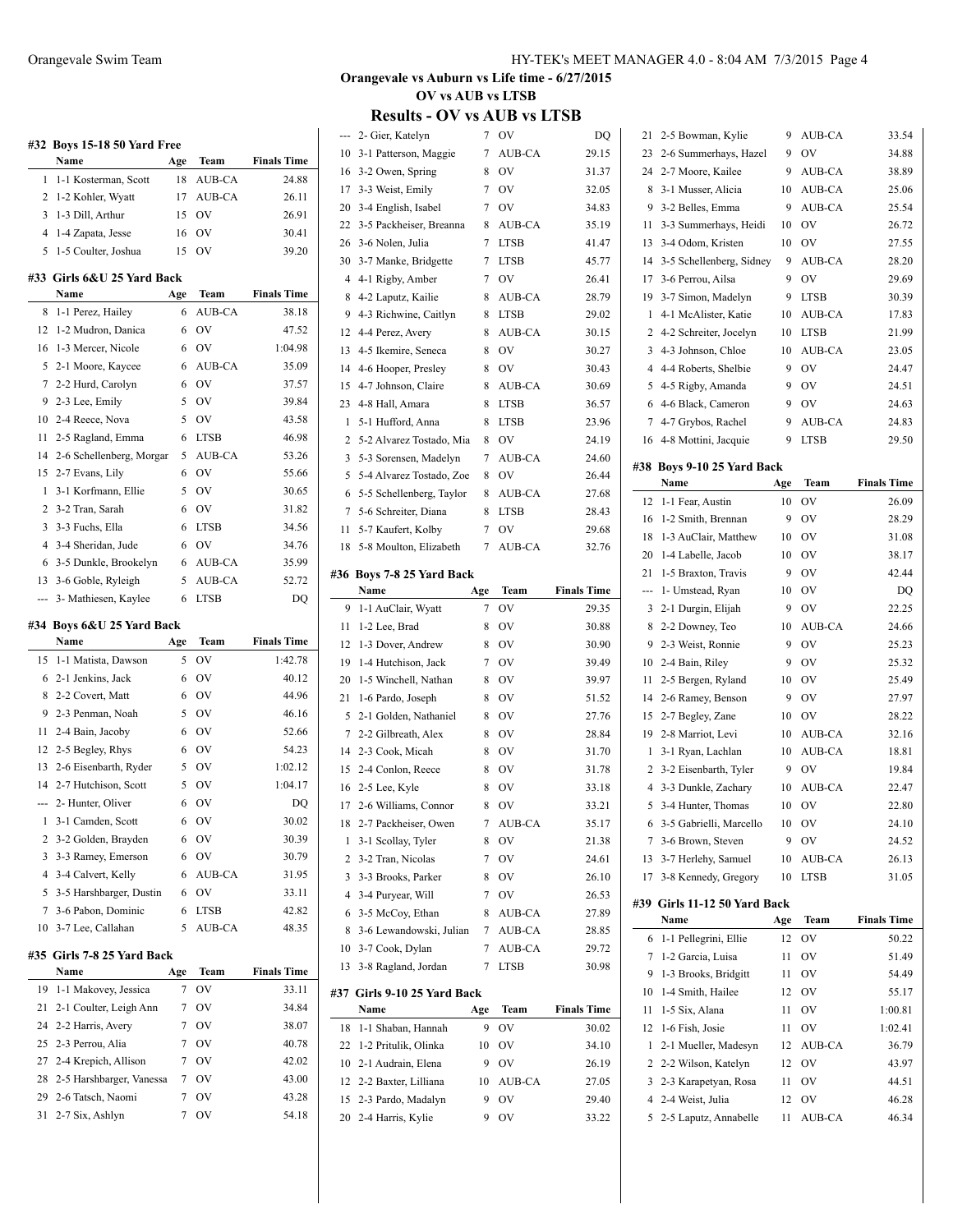## Orangevale vs Auburn vs Life time - 6/27/2015
## OV vs AUB vs LTSB
## Results - OV vs AUB vs LTSB

### #32 Boys 15-18 50 Yard Free

| | Name | Age | Team | Finals Time |
|---|---|---|---|---|
| 1 | 1-1 Kosterman, Scott | 18 | AUB-CA | 24.88 |
| 2 | 1-2 Kohler, Wyatt | 17 | AUB-CA | 26.11 |
| 3 | 1-3 Dill, Arthur | 15 | OV | 26.91 |
| 4 | 1-4 Zapata, Jesse | 16 | OV | 30.41 |
| 5 | 1-5 Coulter, Joshua | 15 | OV | 39.20 |

### #33 Girls 6&U 25 Yard Back

| | Name | Age | Team | Finals Time |
|---|---|---|---|---|
| 8 | 1-1 Perez, Hailey | 6 | AUB-CA | 38.18 |
| 12 | 1-2 Mudron, Danica | 6 | OV | 47.52 |
| 16 | 1-3 Mercer, Nicole | 6 | OV | 1:04.98 |
| 5 | 2-1 Moore, Kaycee | 6 | AUB-CA | 35.09 |
| 7 | 2-2 Hurd, Carolyn | 6 | OV | 37.57 |
| 9 | 2-3 Lee, Emily | 5 | OV | 39.84 |
| 10 | 2-4 Reece, Nova | 5 | OV | 43.58 |
| 11 | 2-5 Ragland, Emma | 6 | LTSB | 46.98 |
| 14 | 2-6 Schellenberg, Morgar | 5 | AUB-CA | 53.26 |
| 15 | 2-7 Evans, Lily | 6 | OV | 55.66 |
| 1 | 3-1 Korfmann, Ellie | 5 | OV | 30.65 |
| 2 | 3-2 Tran, Sarah | 6 | OV | 31.82 |
| 3 | 3-3 Fuchs, Ella | 6 | LTSB | 34.56 |
| 4 | 3-4 Sheridan, Jude | 6 | OV | 34.76 |
| 6 | 3-5 Dunkle, Brookelyn | 6 | AUB-CA | 35.99 |
| 13 | 3-6 Goble, Ryleigh | 5 | AUB-CA | 52.72 |
| --- | 3- Mathiesen, Kaylee | 6 | LTSB | DQ |

### #34 Boys 6&U 25 Yard Back

| | Name | Age | Team | Finals Time |
|---|---|---|---|---|
| 15 | 1-1 Matista, Dawson | 5 | OV | 1:42.78 |
| 6 | 2-1 Jenkins, Jack | 6 | OV | 40.12 |
| 8 | 2-2 Covert, Matt | 6 | OV | 44.96 |
| 9 | 2-3 Penman, Noah | 5 | OV | 46.16 |
| 11 | 2-4 Bain, Jacoby | 6 | OV | 52.66 |
| 12 | 2-5 Begley, Rhys | 6 | OV | 54.23 |
| 13 | 2-6 Eisenbarth, Ryder | 5 | OV | 1:02.12 |
| 14 | 2-7 Hutchison, Scott | 5 | OV | 1:04.17 |
| --- | 2- Hunter, Oliver | 6 | OV | DQ |
| 1 | 3-1 Camden, Scott | 6 | OV | 30.02 |
| 2 | 3-2 Golden, Brayden | 6 | OV | 30.39 |
| 3 | 3-3 Ramey, Emerson | 6 | OV | 30.79 |
| 4 | 3-4 Calvert, Kelly | 6 | AUB-CA | 31.95 |
| 5 | 3-5 Harshbarger, Dustin | 6 | OV | 33.11 |
| 7 | 3-6 Pabon, Dominic | 6 | LTSB | 42.82 |
| 10 | 3-7 Lee, Callahan | 5 | AUB-CA | 48.35 |

### #35 Girls 7-8 25 Yard Back

| | Name | Age | Team | Finals Time |
|---|---|---|---|---|
| 19 | 1-1 Makovey, Jessica | 7 | OV | 33.11 |
| 21 | 2-1 Coulter, Leigh Ann | 7 | OV | 34.84 |
| 24 | 2-2 Harris, Avery | 7 | OV | 38.07 |
| 25 | 2-3 Perrou, Alia | 7 | OV | 40.78 |
| 27 | 2-4 Krepich, Allison | 7 | OV | 42.02 |
| 28 | 2-5 Harshbarger, Vanessa | 7 | OV | 43.00 |
| 29 | 2-6 Tatsch, Naomi | 7 | OV | 43.28 |
| 31 | 2-7 Six, Ashlyn | 7 | OV | 54.18 |
| --- | 2- Gier, Katelyn | 7 | OV | DQ |
| 10 | 3-1 Patterson, Maggie | 7 | AUB-CA | 29.15 |
| 16 | 3-2 Owen, Spring | 8 | OV | 31.37 |
| 17 | 3-3 Weist, Emily | 7 | OV | 32.05 |
| 20 | 3-4 English, Isabel | 7 | OV | 34.83 |
| 22 | 3-5 Packheiser, Breanna | 8 | AUB-CA | 35.19 |
| 26 | 3-6 Nolen, Julia | 7 | LTSB | 41.47 |
| 30 | 3-7 Manke, Bridgette | 7 | LTSB | 45.77 |
| 4 | 4-1 Rigby, Amber | 7 | OV | 26.41 |
| 8 | 4-2 Laputz, Kailie | 8 | AUB-CA | 28.79 |
| 9 | 4-3 Richwine, Caitlyn | 8 | LTSB | 29.02 |
| 12 | 4-4 Perez, Avery | 8 | AUB-CA | 30.15 |
| 13 | 4-5 Ikemire, Seneca | 8 | OV | 30.27 |
| 14 | 4-6 Hooper, Presley | 8 | OV | 30.43 |
| 15 | 4-7 Johnson, Claire | 8 | AUB-CA | 30.69 |
| 23 | 4-8 Hall, Amara | 8 | LTSB | 36.57 |
| 1 | 5-1 Hufford, Anna | 8 | LTSB | 23.96 |
| 2 | 5-2 Alvarez Tostado, Mia | 8 | OV | 24.19 |
| 3 | 5-3 Sorensen, Madelyn | 7 | AUB-CA | 24.60 |
| 5 | 5-4 Alvarez Tostado, Zoe | 8 | OV | 26.44 |
| 6 | 5-5 Schellenberg, Taylor | 8 | AUB-CA | 27.68 |
| 7 | 5-6 Schreiter, Diana | 8 | LTSB | 28.43 |
| 11 | 5-7 Kaufert, Kolby | 7 | OV | 29.68 |
| 18 | 5-8 Moulton, Elizabeth | 7 | AUB-CA | 32.76 |

### #36 Boys 7-8 25 Yard Back

| | Name | Age | Team | Finals Time |
|---|---|---|---|---|
| 9 | 1-1 AuClair, Wyatt | 7 | OV | 29.35 |
| 11 | 1-2 Lee, Brad | 8 | OV | 30.88 |
| 12 | 1-3 Dover, Andrew | 8 | OV | 30.90 |
| 19 | 1-4 Hutchison, Jack | 7 | OV | 39.49 |
| 20 | 1-5 Winchell, Nathan | 8 | OV | 39.97 |
| 21 | 1-6 Pardo, Joseph | 8 | OV | 51.52 |
| 5 | 2-1 Golden, Nathaniel | 8 | OV | 27.76 |
| 7 | 2-2 Gilbreath, Alex | 8 | OV | 28.84 |
| 14 | 2-3 Cook, Micah | 8 | OV | 31.70 |
| 15 | 2-4 Conlon, Reece | 8 | OV | 31.78 |
| 16 | 2-5 Lee, Kyle | 8 | OV | 33.18 |
| 17 | 2-6 Williams, Connor | 8 | OV | 33.21 |
| 18 | 2-7 Packheiser, Owen | 7 | AUB-CA | 35.17 |
| 1 | 3-1 Scollay, Tyler | 8 | OV | 21.38 |
| 2 | 3-2 Tran, Nicolas | 7 | OV | 24.61 |
| 3 | 3-3 Brooks, Parker | 8 | OV | 26.10 |
| 4 | 3-4 Puryear, Will | 7 | OV | 26.53 |
| 6 | 3-5 McCoy, Ethan | 8 | AUB-CA | 27.89 |
| 8 | 3-6 Lewandowski, Julian | 7 | AUB-CA | 28.85 |
| 10 | 3-7 Cook, Dylan | 7 | AUB-CA | 29.72 |
| 13 | 3-8 Ragland, Jordan | 7 | LTSB | 30.98 |

### #37 Girls 9-10 25 Yard Back

| | Name | Age | Team | Finals Time |
|---|---|---|---|---|
| 18 | 1-1 Shaban, Hannah | 9 | OV | 30.02 |
| 22 | 1-2 Pritulik, Olinka | 10 | OV | 34.10 |
| 10 | 2-1 Audrain, Elena | 9 | OV | 26.19 |
| 12 | 2-2 Baxter, Lilliana | 10 | AUB-CA | 27.05 |
| 15 | 2-3 Pardo, Madalyn | 9 | OV | 29.40 |
| 20 | 2-4 Harris, Kylie | 9 | OV | 33.22 |
| 21 | 2-5 Bowman, Kylie | 9 | AUB-CA | 33.54 |
| 23 | 2-6 Summerhays, Hazel | 9 | OV | 34.88 |
| 24 | 2-7 Moore, Kailee | 9 | AUB-CA | 38.89 |
| 8 | 3-1 Musser, Alicia | 10 | AUB-CA | 25.06 |
| 9 | 3-2 Belles, Emma | 9 | AUB-CA | 25.54 |
| 11 | 3-3 Summerhays, Heidi | 10 | OV | 26.72 |
| 13 | 3-4 Odom, Kristen | 10 | OV | 27.55 |
| 14 | 3-5 Schellenberg, Sidney | 9 | AUB-CA | 28.20 |
| 17 | 3-6 Perrou, Ailsa | 9 | OV | 29.69 |
| 19 | 3-7 Simon, Madelyn | 9 | LTSB | 30.39 |
| 1 | 4-1 McAlister, Katie | 10 | AUB-CA | 17.83 |
| 2 | 4-2 Schreiter, Jocelyn | 10 | LTSB | 21.99 |
| 3 | 4-3 Johnson, Chloe | 10 | AUB-CA | 23.05 |
| 4 | 4-4 Roberts, Shelbie | 9 | OV | 24.47 |
| 5 | 4-5 Rigby, Amanda | 9 | OV | 24.51 |
| 6 | 4-6 Black, Cameron | 9 | OV | 24.63 |
| 7 | 4-7 Grybos, Rachel | 9 | AUB-CA | 24.83 |
| 16 | 4-8 Mottini, Jacquie | 9 | LTSB | 29.50 |

### #38 Boys 9-10 25 Yard Back

| | Name | Age | Team | Finals Time |
|---|---|---|---|---|
| 12 | 1-1 Fear, Austin | 10 | OV | 26.09 |
| 16 | 1-2 Smith, Brennan | 9 | OV | 28.29 |
| 18 | 1-3 AuClair, Matthew | 10 | OV | 31.08 |
| 20 | 1-4 Labelle, Jacob | 10 | OV | 38.17 |
| 21 | 1-5 Braxton, Travis | 9 | OV | 42.44 |
| --- | 1- Umstead, Ryan | 10 | OV | DQ |
| 3 | 2-1 Durgin, Elijah | 9 | OV | 22.25 |
| 8 | 2-2 Downey, Teo | 10 | AUB-CA | 24.66 |
| 9 | 2-3 Weist, Ronnie | 9 | OV | 25.23 |
| 10 | 2-4 Bain, Riley | 9 | OV | 25.32 |
| 11 | 2-5 Bergen, Ryland | 10 | OV | 25.49 |
| 14 | 2-6 Ramey, Benson | 9 | OV | 27.97 |
| 15 | 2-7 Begley, Zane | 10 | OV | 28.22 |
| 19 | 2-8 Marriot, Levi | 10 | AUB-CA | 32.16 |
| 1 | 3-1 Ryan, Lachlan | 10 | AUB-CA | 18.81 |
| 2 | 3-2 Eisenbarth, Tyler | 9 | OV | 19.84 |
| 4 | 3-3 Dunkle, Zachary | 10 | AUB-CA | 22.47 |
| 5 | 3-4 Hunter, Thomas | 10 | OV | 22.80 |
| 6 | 3-5 Gabrielli, Marcello | 10 | OV | 24.10 |
| 7 | 3-6 Brown, Steven | 9 | OV | 24.52 |
| 13 | 3-7 Herlehy, Samuel | 10 | AUB-CA | 26.13 |
| 17 | 3-8 Kennedy, Gregory | 10 | LTSB | 31.05 |

### #39 Girls 11-12 50 Yard Back

| | Name | Age | Team | Finals Time |
|---|---|---|---|---|
| 6 | 1-1 Pellegrini, Ellie | 12 | OV | 50.22 |
| 7 | 1-2 Garcia, Luisa | 11 | OV | 51.49 |
| 9 | 1-3 Brooks, Bridgitt | 11 | OV | 54.49 |
| 10 | 1-4 Smith, Hailee | 12 | OV | 55.17 |
| 11 | 1-5 Six, Alana | 11 | OV | 1:00.81 |
| 12 | 1-6 Fish, Josie | 11 | OV | 1:02.41 |
| 1 | 2-1 Mueller, Madesyn | 12 | AUB-CA | 36.79 |
| 2 | 2-2 Wilson, Katelyn | 12 | OV | 43.97 |
| 3 | 2-3 Karapetyan, Rosa | 11 | OV | 44.51 |
| 4 | 2-4 Weist, Julia | 12 | OV | 46.28 |
| 5 | 2-5 Laputz, Annabelle | 11 | AUB-CA | 46.34 |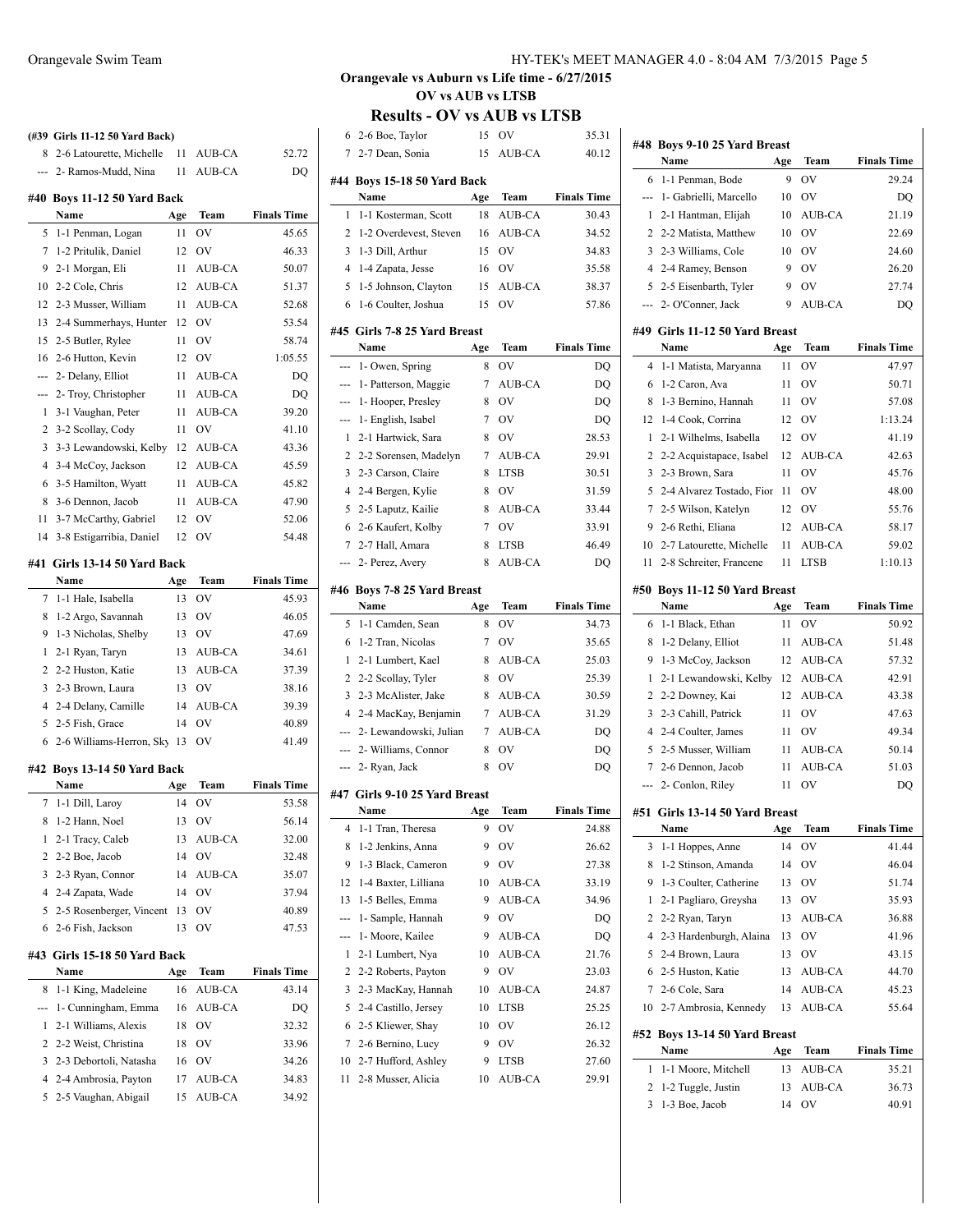## Orangevale vs Auburn vs Life time - 6/27/2015
### OV vs AUB vs LTSB
# Results - OV vs AUB vs LTSB

**(#39 Girls 11-12 50 Yard Back)**

| | Name | Age | Team | Finals Time |
|---|---|---|---|---|
| 8 | 2-6 Latourette, Michelle | 11 | AUB-CA | 52.72 |
| --- | 2- Ramos-Mudd, Nina | 11 | AUB-CA | DQ |

**#40 Boys 11-12 50 Yard Back**

| | Name | Age | Team | Finals Time |
|---|---|---|---|---|
| 5 | 1-1 Penman, Logan | 11 | OV | 45.65 |
| 7 | 1-2 Pritulik, Daniel | 12 | OV | 46.33 |
| 9 | 2-1 Morgan, Eli | 11 | AUB-CA | 50.07 |
| 10 | 2-2 Cole, Chris | 12 | AUB-CA | 51.37 |
| 12 | 2-3 Musser, William | 11 | AUB-CA | 52.68 |
| 13 | 2-4 Summerhays, Hunter | 12 | OV | 53.54 |
| 15 | 2-5 Butler, Rylee | 11 | OV | 58.74 |
| 16 | 2-6 Hutton, Kevin | 12 | OV | 1:05.55 |
| --- | 2- Delany, Elliot | 11 | AUB-CA | DQ |
| --- | 2- Troy, Christopher | 11 | AUB-CA | DQ |
| 1 | 3-1 Vaughan, Peter | 11 | AUB-CA | 39.20 |
| 2 | 3-2 Scollay, Cody | 11 | OV | 41.10 |
| 3 | 3-3 Lewandowski, Kelby | 12 | AUB-CA | 43.36 |
| 4 | 3-4 McCoy, Jackson | 12 | AUB-CA | 45.59 |
| 5 | 3-5 Hamilton, Wyatt | 11 | AUB-CA | 45.82 |
| 8 | 3-6 Dennon, Jacob | 11 | AUB-CA | 47.90 |
| 11 | 3-7 McCarthy, Gabriel | 12 | OV | 52.06 |
| 14 | 3-8 Estigarribia, Daniel | 12 | OV | 54.48 |

**#41 Girls 13-14 50 Yard Back**

| | Name | Age | Team | Finals Time |
|---|---|---|---|---|
| 7 | 1-1 Hale, Isabella | 13 | OV | 45.93 |
| 8 | 1-2 Argo, Savannah | 13 | OV | 46.05 |
| 9 | 1-3 Nicholas, Shelby | 13 | OV | 47.69 |
| 1 | 2-1 Ryan, Taryn | 13 | AUB-CA | 34.61 |
| 2 | 2-2 Huston, Katie | 13 | AUB-CA | 37.39 |
| 3 | 2-3 Brown, Laura | 13 | OV | 38.16 |
| 4 | 2-4 Delany, Camille | 14 | AUB-CA | 39.39 |
| 5 | 2-5 Fish, Grace | 14 | OV | 40.89 |
| 6 | 2-6 Williams-Herron, Sky | 13 | OV | 41.49 |

**#42 Boys 13-14 50 Yard Back**

| | Name | Age | Team | Finals Time |
|---|---|---|---|---|
| 7 | 1-1 Dill, Laroy | 14 | OV | 53.58 |
| 8 | 1-2 Hann, Noel | 13 | OV | 56.14 |
| 1 | 2-1 Tracy, Caleb | 13 | AUB-CA | 32.00 |
| 2 | 2-2 Boe, Jacob | 14 | OV | 32.48 |
| 3 | 2-3 Ryan, Connor | 14 | AUB-CA | 35.07 |
| 4 | 2-4 Zapata, Wade | 14 | OV | 37.94 |
| 5 | 2-5 Rosenberger, Vincent | 13 | OV | 40.89 |
| 6 | 2-6 Fish, Jackson | 13 | OV | 47.53 |

**#43 Girls 15-18 50 Yard Back**

| | Name | Age | Team | Finals Time |
|---|---|---|---|---|
| 8 | 1-1 King, Madeleine | 16 | AUB-CA | 43.14 |
| --- | 1- Cunningham, Emma | 16 | AUB-CA | DQ |
| 1 | 2-1 Williams, Alexis | 18 | OV | 32.32 |
| 2 | 2-2 West, Christina | 18 | OV | 33.96 |
| 3 | 2-3 Debortoli, Natasha | 16 | OV | 34.26 |
| 4 | 2-4 Ambrosia, Payton | 17 | AUB-CA | 34.83 |
| 5 | 2-5 Vaughan, Abigail | 15 | AUB-CA | 34.92 |
| 6 | 2-6 Boe, Taylor | 15 | OV | 35.31 |
| 7 | 2-7 Dean, Sonia | 15 | AUB-CA | 40.12 |

**#44 Boys 15-18 50 Yard Back**

| | Name | Age | Team | Finals Time |
|---|---|---|---|---|
| 1 | 1-1 Kosterman, Scott | 18 | AUB-CA | 30.43 |
| 2 | 1-2 Overdevest, Steven | 16 | AUB-CA | 34.52 |
| 3 | 1-3 Dill, Arthur | 15 | OV | 34.83 |
| 4 | 1-4 Zapata, Jesse | 16 | OV | 35.58 |
| 5 | 1-5 Johnson, Clayton | 15 | AUB-CA | 38.37 |
| 6 | 1-6 Coulter, Joshua | 15 | OV | 57.86 |

**#45 Girls 7-8 25 Yard Breast**

| | Name | Age | Team | Finals Time |
|---|---|---|---|---|
| --- | 1- Owen, Spring | 8 | OV | DQ |
| --- | 1- Patterson, Maggie | 7 | AUB-CA | DQ |
| --- | 1- Hooper, Presley | 8 | OV | DQ |
| --- | 1- English, Isabel | 7 | OV | DQ |
| 1 | 2-1 Hartwick, Sara | 8 | OV | 28.53 |
| 2 | 2-2 Sorensen, Madelyn | 7 | AUB-CA | 29.91 |
| 3 | 2-3 Carson, Claire | 8 | LTSB | 30.51 |
| 4 | 2-4 Bergen, Kylie | 8 | OV | 31.59 |
| 5 | 2-5 Laputz, Kailie | 8 | AUB-CA | 33.44 |
| 6 | 2-6 Kaufert, Kolby | 7 | OV | 33.91 |
| 7 | 2-7 Hall, Amara | 8 | LTSB | 46.49 |
| --- | 2- Perez, Avery | 8 | AUB-CA | DQ |

**#46 Boys 7-8 25 Yard Breast**

| | Name | Age | Team | Finals Time |
|---|---|---|---|---|
| 5 | 1-1 Camden, Sean | 8 | OV | 34.73 |
| 6 | 1-2 Tran, Nicolas | 7 | OV | 35.65 |
| 1 | 2-1 Lumbert, Kael | 8 | AUB-CA | 25.03 |
| 2 | 2-2 Scollay, Tyler | 8 | OV | 25.39 |
| 3 | 2-3 McAlister, Jake | 8 | AUB-CA | 30.59 |
| 4 | 2-4 MacKay, Benjamin | 7 | AUB-CA | 31.29 |
| --- | 2- Lewandowski, Julian | 7 | AUB-CA | DQ |
| --- | 2- Williams, Connor | 8 | OV | DQ |
| --- | 2- Ryan, Jack | 8 | OV | DQ |

**#47 Girls 9-10 25 Yard Breast**

| | Name | Age | Team | Finals Time |
|---|---|---|---|---|
| 4 | 1-1 Tran, Theresa | 9 | OV | 24.88 |
| 8 | 1-2 Jenkins, Anna | 9 | OV | 26.62 |
| 9 | 1-3 Black, Cameron | 9 | OV | 27.38 |
| 12 | 1-4 Baxter, Lilliana | 10 | AUB-CA | 33.19 |
| 13 | 1-5 Belles, Emma | 9 | AUB-CA | 34.96 |
| --- | 1- Sample, Hannah | 9 | OV | DQ |
| --- | 1- Moore, Kailee | 9 | AUB-CA | DQ |
| 1 | 2-1 Lumbert, Nya | 10 | AUB-CA | 21.76 |
| 2 | 2-2 Roberts, Payton | 9 | OV | 23.03 |
| 3 | 2-3 MacKay, Hannah | 10 | AUB-CA | 24.87 |
| 5 | 2-4 Castillo, Jersey | 10 | LTSB | 25.25 |
| 6 | 2-5 Kliewer, Shay | 10 | OV | 26.12 |
| 7 | 2-6 Bernino, Lucy | 9 | OV | 26.32 |
| 10 | 2-7 Hufford, Ashley | 9 | LTSB | 27.60 |
| 11 | 2-8 Musser, Alicia | 10 | AUB-CA | 29.91 |

**#48 Boys 9-10 25 Yard Breast**

| | Name | Age | Team | Finals Time |
|---|---|---|---|---|
| 6 | 1-1 Penman, Bode | 9 | OV | 29.24 |
| --- | 1- Gabrielli, Marcello | 10 | OV | DQ |
| 1 | 2-1 Hantman, Elijah | 10 | AUB-CA | 21.19 |
| 2 | 2-2 Matista, Matthew | 10 | OV | 22.69 |
| 3 | 2-3 Williams, Cole | 10 | OV | 24.60 |
| 4 | 2-4 Ramey, Benson | 9 | OV | 26.20 |
| 5 | 2-5 Eisenbarth, Tyler | 9 | OV | 27.74 |
| --- | 2- O'Conner, Jack | 9 | AUB-CA | DQ |

**#49 Girls 11-12 50 Yard Breast**

| | Name | Age | Team | Finals Time |
|---|---|---|---|---|
| 4 | 1-1 Matista, Maryanna | 11 | OV | 47.97 |
| 6 | 1-2 Caron, Ava | 11 | OV | 50.71 |
| 8 | 1-3 Bernino, Hannah | 11 | OV | 57.08 |
| 12 | 1-4 Cook, Corrina | 12 | OV | 1:13.24 |
| 1 | 2-1 Wilhelms, Isabella | 12 | OV | 41.19 |
| 2 | 2-2 Acquistapace, Isabel | 12 | AUB-CA | 42.63 |
| 3 | 2-3 Brown, Sara | 11 | OV | 45.76 |
| 5 | 2-4 Alvarez Tostado, Fior | 11 | OV | 48.00 |
| 7 | 2-5 Wilson, Katelyn | 12 | OV | 55.76 |
| 9 | 2-6 Rethi, Eliana | 12 | AUB-CA | 58.17 |
| 10 | 2-7 Latourette, Michelle | 11 | AUB-CA | 59.02 |
| 11 | 2-8 Schreiter, Francene | 11 | LTSB | 1:10.13 |

**#50 Boys 11-12 50 Yard Breast**

| | Name | Age | Team | Finals Time |
|---|---|---|---|---|
| 6 | 1-1 Black, Ethan | 11 | OV | 50.92 |
| 8 | 1-2 Delany, Elliot | 11 | AUB-CA | 51.48 |
| 9 | 1-3 McCoy, Jackson | 12 | AUB-CA | 57.32 |
| 1 | 2-1 Lewandowski, Kelby | 12 | AUB-CA | 42.91 |
| 2 | 2-2 Downey, Kai | 12 | AUB-CA | 43.38 |
| 3 | 2-3 Cahill, Patrick | 11 | OV | 47.63 |
| 4 | 2-4 Coulter, James | 11 | OV | 49.34 |
| 5 | 2-5 Musser, William | 11 | AUB-CA | 50.14 |
| 7 | 2-6 Dennon, Jacob | 11 | AUB-CA | 51.03 |
| --- | 2- Conlon, Riley | 11 | OV | DQ |

**#51 Girls 13-14 50 Yard Breast**

| | Name | Age | Team | Finals Time |
|---|---|---|---|---|
| 3 | 1-1 Hoppes, Anne | 14 | OV | 41.44 |
| 8 | 1-2 Stinson, Amanda | 14 | OV | 46.04 |
| 9 | 1-3 Coulter, Catherine | 13 | OV | 51.74 |
| 1 | 2-1 Pagliaro, Greysha | 13 | OV | 35.93 |
| 2 | 2-2 Ryan, Taryn | 13 | AUB-CA | 36.88 |
| 4 | 2-3 Hardenburgh, Alaina | 13 | OV | 41.96 |
| 5 | 2-4 Brown, Laura | 13 | OV | 43.15 |
| 6 | 2-5 Huston, Katie | 13 | AUB-CA | 44.70 |
| 7 | 2-6 Cole, Sara | 14 | AUB-CA | 45.23 |
| 10 | 2-7 Ambrosia, Kennedy | 13 | AUB-CA | 55.64 |

**#52 Boys 13-14 50 Yard Breast**

| | Name | Age | Team | Finals Time |
|---|---|---|---|---|
| 1 | 1-1 Moore, Mitchell | 13 | AUB-CA | 35.21 |
| 2 | 1-2 Tuggle, Justin | 13 | AUB-CA | 36.73 |
| 3 | 1-3 Boe, Jacob | 14 | OV | 40.91 |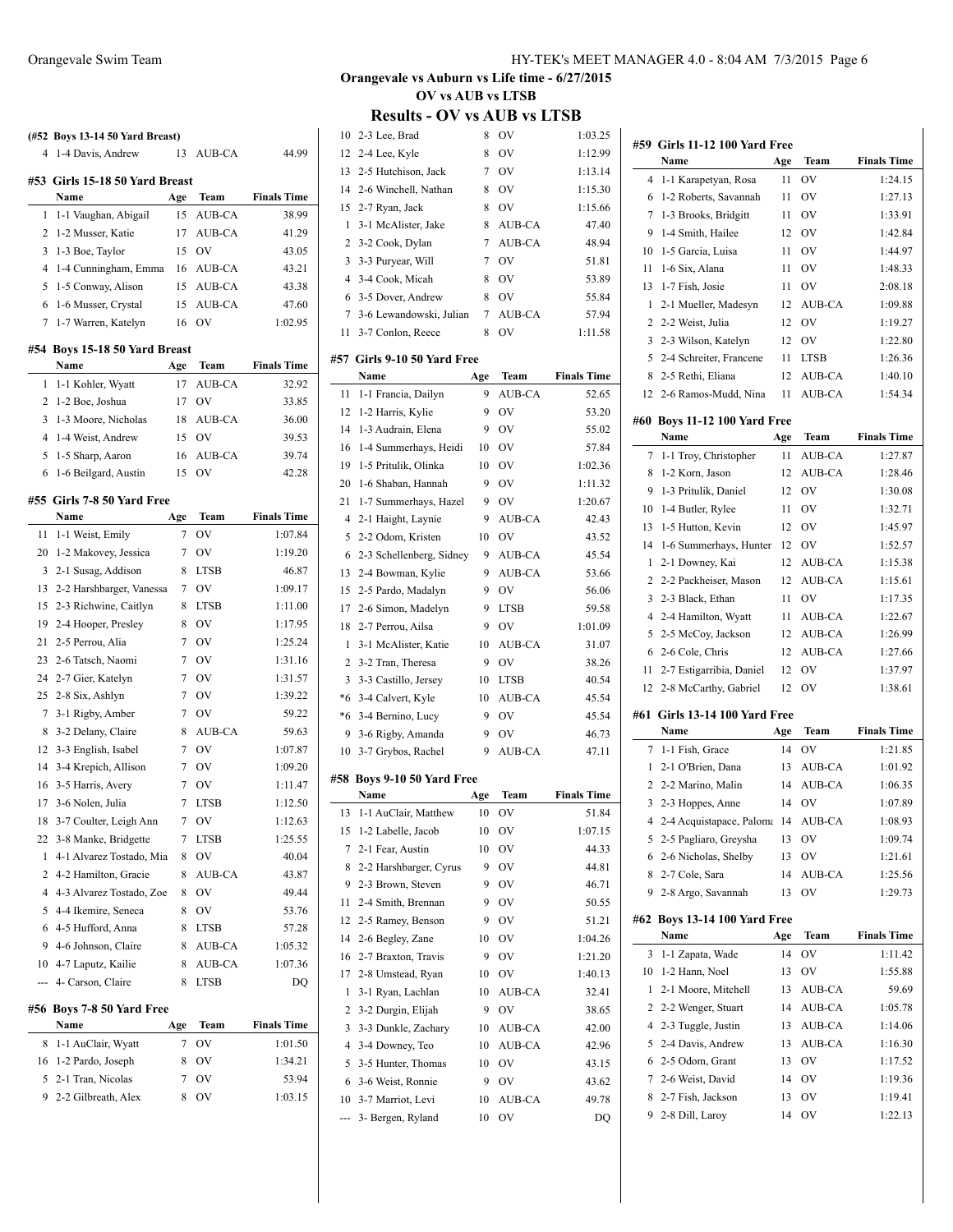**Orangevale vs Auburn vs Life time - 6/27/2015**
**OV vs AUB vs LTSB**

## Results - OV vs AUB vs LTSB

### (#52 Boys 13-14 50 Yard Breast)

| | Name | Age | Team | Finals Time |
|---|---|---|---|---|
| 4 | 1-4 Davis, Andrew | 13 | AUB-CA | 44.99 |

### #53 Girls 15-18 50 Yard Breast

| | Name | Age | Team | Finals Time |
|---|---|---|---|---|
| 1 | 1-1 Vaughan, Abigail | 15 | AUB-CA | 38.99 |
| 2 | 1-2 Musser, Katie | 17 | AUB-CA | 41.29 |
| 3 | 1-3 Boe, Taylor | 15 | OV | 43.05 |
| 4 | 1-4 Cunningham, Emma | 16 | AUB-CA | 43.21 |
| 5 | 1-5 Conway, Alison | 15 | AUB-CA | 43.38 |
| 6 | 1-6 Musser, Crystal | 15 | AUB-CA | 47.60 |
| 7 | 1-7 Warren, Katelyn | 16 | OV | 1:02.95 |

### #54 Boys 15-18 50 Yard Breast

| | Name | Age | Team | Finals Time |
|---|---|---|---|---|
| 1 | 1-1 Kohler, Wyatt | 17 | AUB-CA | 32.92 |
| 2 | 1-2 Boe, Joshua | 17 | OV | 33.85 |
| 3 | 1-3 Moore, Nicholas | 18 | AUB-CA | 36.00 |
| 4 | 1-4 Weist, Andrew | 15 | OV | 39.53 |
| 5 | 1-5 Sharp, Aaron | 16 | AUB-CA | 39.74 |
| 6 | 1-6 Beilgard, Austin | 15 | OV | 42.28 |

### #55 Girls 7-8 50 Yard Free

| | Name | Age | Team | Finals Time |
|---|---|---|---|---|
| 11 | 1-1 Weist, Emily | 7 | OV | 1:07.84 |
| 20 | 1-2 Makovey, Jessica | 7 | OV | 1:19.20 |
| 3 | 2-1 Susag, Addison | 8 | LTSB | 46.87 |
| 13 | 2-2 Harshbarger, Vanessa | 7 | OV | 1:09.17 |
| 15 | 2-3 Richwine, Caitlyn | 8 | LTSB | 1:11.00 |
| 19 | 2-4 Hooper, Presley | 8 | OV | 1:17.95 |
| 21 | 2-5 Perrou, Alia | 7 | OV | 1:25.24 |
| 23 | 2-6 Tatsch, Naomi | 7 | OV | 1:31.16 |
| 24 | 2-7 Gier, Katelyn | 7 | OV | 1:31.57 |
| 25 | 2-8 Six, Ashlyn | 7 | OV | 1:39.22 |
| 7 | 3-1 Rigby, Amber | 7 | OV | 59.22 |
| 8 | 3-2 Delany, Claire | 8 | AUB-CA | 59.63 |
| 12 | 3-3 English, Isabel | 7 | OV | 1:07.87 |
| 14 | 3-4 Krepich, Allison | 7 | OV | 1:09.20 |
| 16 | 3-5 Harris, Avery | 7 | OV | 1:11.47 |
| 17 | 3-6 Nolen, Julia | 7 | LTSB | 1:12.50 |
| 18 | 3-7 Coulter, Leigh Ann | 7 | OV | 1:12.63 |
| 22 | 3-8 Manke, Bridgette | 7 | LTSB | 1:25.55 |
| 1 | 4-1 Alvarez Tostado, Mia | 8 | OV | 40.04 |
| 2 | 4-2 Hamilton, Gracie | 8 | AUB-CA | 43.87 |
| 4 | 4-3 Alvarez Tostado, Zoe | 8 | OV | 49.44 |
| 5 | 4-4 Ikemire, Seneca | 8 | OV | 53.76 |
| 6 | 4-5 Hufford, Anna | 8 | LTSB | 57.28 |
| 9 | 4-6 Johnson, Claire | 8 | AUB-CA | 1:05.32 |
| 10 | 4-7 Laputz, Kailie | 8 | AUB-CA | 1:07.36 |
| --- | 4- Carson, Claire | 8 | LTSB | DQ |

### #56 Boys 7-8 50 Yard Free

| | Name | Age | Team | Finals Time |
|---|---|---|---|---|
| 8 | 1-1 AuClair, Wyatt | 7 | OV | 1:01.50 |
| 16 | 1-2 Pardo, Joseph | 8 | OV | 1:34.21 |
| 5 | 2-1 Tran, Nicolas | 7 | OV | 53.94 |
| 9 | 2-2 Gilbreath, Alex | 8 | OV | 1:03.15 |
| 10 | 2-3 Lee, Brad | 8 | OV | 1:03.25 |
| 12 | 2-4 Lee, Kyle | 8 | OV | 1:12.99 |
| 13 | 2-5 Hutchison, Jack | 7 | OV | 1:13.14 |
| 14 | 2-6 Winchell, Nathan | 8 | OV | 1:15.30 |
| 15 | 2-7 Ryan, Jack | 8 | OV | 1:15.66 |
| 1 | 3-1 McAlister, Jake | 8 | AUB-CA | 47.40 |
| 2 | 3-2 Cook, Dylan | 7 | AUB-CA | 48.94 |
| 3 | 3-3 Puryear, Will | 7 | OV | 51.81 |
| 4 | 3-4 Cook, Micah | 8 | OV | 53.89 |
| 6 | 3-5 Dover, Andrew | 8 | OV | 55.84 |
| 7 | 3-6 Lewandowski, Julian | 7 | AUB-CA | 57.94 |
| 11 | 3-7 Conlon, Reece | 8 | OV | 1:11.58 |

### #57 Girls 9-10 50 Yard Free

| | Name | Age | Team | Finals Time |
|---|---|---|---|---|
| 11 | 1-1 Francia, Dailyn | 9 | AUB-CA | 52.65 |
| 12 | 1-2 Harris, Kylie | 9 | OV | 53.20 |
| 14 | 1-3 Audrain, Elena | 9 | OV | 55.02 |
| 16 | 1-4 Summerhays, Heidi | 10 | OV | 57.84 |
| 19 | 1-5 Pritulik, Olinka | 10 | OV | 1:02.36 |
| 20 | 1-6 Shaban, Hannah | 9 | OV | 1:11.32 |
| 21 | 1-7 Summerhays, Hazel | 9 | OV | 1:20.67 |
| 4 | 2-1 Haight, Laynie | 9 | AUB-CA | 42.43 |
| 5 | 2-2 Odom, Kristen | 10 | OV | 43.52 |
| 6 | 2-3 Schellenberg, Sidney | 9 | AUB-CA | 45.54 |
| 13 | 2-4 Bowman, Kylie | 9 | AUB-CA | 53.66 |
| 15 | 2-5 Pardo, Madalyn | 9 | OV | 56.06 |
| 17 | 2-6 Simon, Madelyn | 9 | LTSB | 59.58 |
| 18 | 2-7 Perrou, Ailsa | 9 | OV | 1:01.09 |
| 1 | 3-1 McAlister, Katie | 10 | AUB-CA | 31.07 |
| 2 | 3-2 Tran, Theresa | 9 | OV | 38.26 |
| 3 | 3-3 Castillo, Jersey | 10 | LTSB | 40.54 |
| *6 | 3-4 Calvert, Kyle | 10 | AUB-CA | 45.54 |
| *6 | 3-4 Bernino, Lucy | 9 | OV | 45.54 |
| 9 | 3-6 Rigby, Amanda | 9 | OV | 46.73 |
| 10 | 3-7 Grybos, Rachel | 9 | AUB-CA | 47.11 |

### #58 Boys 9-10 50 Yard Free

| | Name | Age | Team | Finals Time |
|---|---|---|---|---|
| 13 | 1-1 AuClair, Matthew | 10 | OV | 51.84 |
| 15 | 1-2 Labelle, Jacob | 10 | OV | 1:07.15 |
| 7 | 2-1 Fear, Austin | 10 | OV | 44.33 |
| 8 | 2-2 Harshbarger, Cyrus | 9 | OV | 44.81 |
| 9 | 2-3 Brown, Steven | 9 | OV | 46.71 |
| 11 | 2-4 Smith, Brennan | 9 | OV | 50.55 |
| 12 | 2-5 Ramey, Benson | 9 | OV | 51.21 |
| 14 | 2-6 Begley, Zane | 10 | OV | 1:04.26 |
| 16 | 2-7 Braxton, Travis | 9 | OV | 1:21.20 |
| 17 | 2-8 Umstead, Ryan | 10 | OV | 1:40.13 |
| 1 | 3-1 Ryan, Lachlan | 10 | AUB-CA | 32.41 |
| 2 | 3-2 Durgin, Elijah | 9 | OV | 38.65 |
| 3 | 3-3 Dunkle, Zachary | 10 | AUB-CA | 42.00 |
| 4 | 3-4 Downey, Teo | 10 | AUB-CA | 42.96 |
| 5 | 3-5 Hunter, Thomas | 10 | OV | 43.15 |
| 6 | 3-6 Weist, Ronnie | 9 | OV | 43.62 |
| 10 | 3-7 Marriot, Levi | 10 | AUB-CA | 49.78 |
| --- | 3- Bergen, Ryland | 10 | OV | DQ |

### #59 Girls 11-12 100 Yard Free

| | Name | Age | Team | Finals Time |
|---|---|---|---|---|
| 4 | 1-1 Karapetyan, Rosa | 11 | OV | 1:24.15 |
| 6 | 1-2 Roberts, Savannah | 11 | OV | 1:27.13 |
| 7 | 1-3 Brooks, Bridgitt | 11 | OV | 1:33.91 |
| 9 | 1-4 Smith, Hailee | 12 | OV | 1:42.84 |
| 10 | 1-5 Garcia, Luisa | 11 | OV | 1:44.97 |
| 11 | 1-6 Six, Alana | 11 | OV | 1:48.33 |
| 13 | 1-7 Fish, Josie | 11 | OV | 2:08.18 |
| 1 | 2-1 Mueller, Madesyn | 12 | AUB-CA | 1:09.88 |
| 2 | 2-2 Weist, Julia | 12 | OV | 1:19.27 |
| 3 | 2-3 Wilson, Katelyn | 12 | OV | 1:22.80 |
| 5 | 2-4 Schreiter, Francene | 11 | LTSB | 1:26.36 |
| 8 | 2-5 Rethi, Eliana | 12 | AUB-CA | 1:40.10 |
| 12 | 2-6 Ramos-Mudd, Nina | 11 | AUB-CA | 1:54.34 |

### #60 Boys 11-12 100 Yard Free

| | Name | Age | Team | Finals Time |
|---|---|---|---|---|
| 7 | 1-1 Troy, Christopher | 11 | AUB-CA | 1:27.87 |
| 8 | 1-2 Korn, Jason | 12 | AUB-CA | 1:28.46 |
| 9 | 1-3 Pritulik, Daniel | 12 | OV | 1:30.08 |
| 10 | 1-4 Butler, Rylee | 11 | OV | 1:32.71 |
| 13 | 1-5 Hutton, Kevin | 12 | OV | 1:45.97 |
| 14 | 1-6 Summerhays, Hunter | 12 | OV | 1:52.57 |
| 1 | 2-1 Downey, Kai | 12 | AUB-CA | 1:15.38 |
| 2 | 2-2 Packheiser, Mason | 12 | AUB-CA | 1:15.61 |
| 3 | 2-3 Black, Ethan | 11 | OV | 1:17.35 |
| 4 | 2-4 Hamilton, Wyatt | 11 | AUB-CA | 1:22.67 |
| 5 | 2-5 McCoy, Jackson | 12 | AUB-CA | 1:26.99 |
| 6 | 2-6 Cole, Chris | 12 | AUB-CA | 1:27.66 |
| 11 | 2-7 Estigarribia, Daniel | 12 | OV | 1:37.97 |
| 12 | 2-8 McCarthy, Gabriel | 12 | OV | 1:38.61 |

### #61 Girls 13-14 100 Yard Free

| | Name | Age | Team | Finals Time |
|---|---|---|---|---|
| 7 | 1-1 Fish, Grace | 14 | OV | 1:21.85 |
| 1 | 2-1 O'Brien, Dana | 13 | AUB-CA | 1:01.92 |
| 2 | 2-2 Marino, Malin | 14 | AUB-CA | 1:06.35 |
| 3 | 2-3 Hoppes, Anne | 14 | OV | 1:07.89 |
| 4 | 2-4 Acquistapace, Paloma | 14 | AUB-CA | 1:08.93 |
| 5 | 2-5 Pagliaro, Greysha | 13 | OV | 1:09.74 |
| 6 | 2-6 Nicholas, Shelby | 13 | OV | 1:21.61 |
| 8 | 2-7 Cole, Sara | 14 | AUB-CA | 1:25.56 |
| 9 | 2-8 Argo, Savannah | 13 | OV | 1:29.73 |

### #62 Boys 13-14 100 Yard Free

| | Name | Age | Team | Finals Time |
|---|---|---|---|---|
| 3 | 1-1 Zapata, Wade | 14 | OV | 1:11.42 |
| 10 | 1-2 Hann, Noel | 13 | OV | 1:55.88 |
| 1 | 2-1 Moore, Mitchell | 13 | AUB-CA | 59.69 |
| 2 | 2-2 Wenger, Stuart | 14 | AUB-CA | 1:05.78 |
| 4 | 2-3 Tuggle, Justin | 13 | AUB-CA | 1:14.06 |
| 5 | 2-4 Davis, Andrew | 13 | AUB-CA | 1:16.30 |
| 6 | 2-5 Odom, Grant | 13 | OV | 1:17.52 |
| 7 | 2-6 Weist, David | 14 | OV | 1:19.36 |
| 8 | 2-7 Fish, Jackson | 13 | OV | 1:19.41 |
| 9 | 2-8 Dill, Laroy | 14 | OV | 1:22.13 |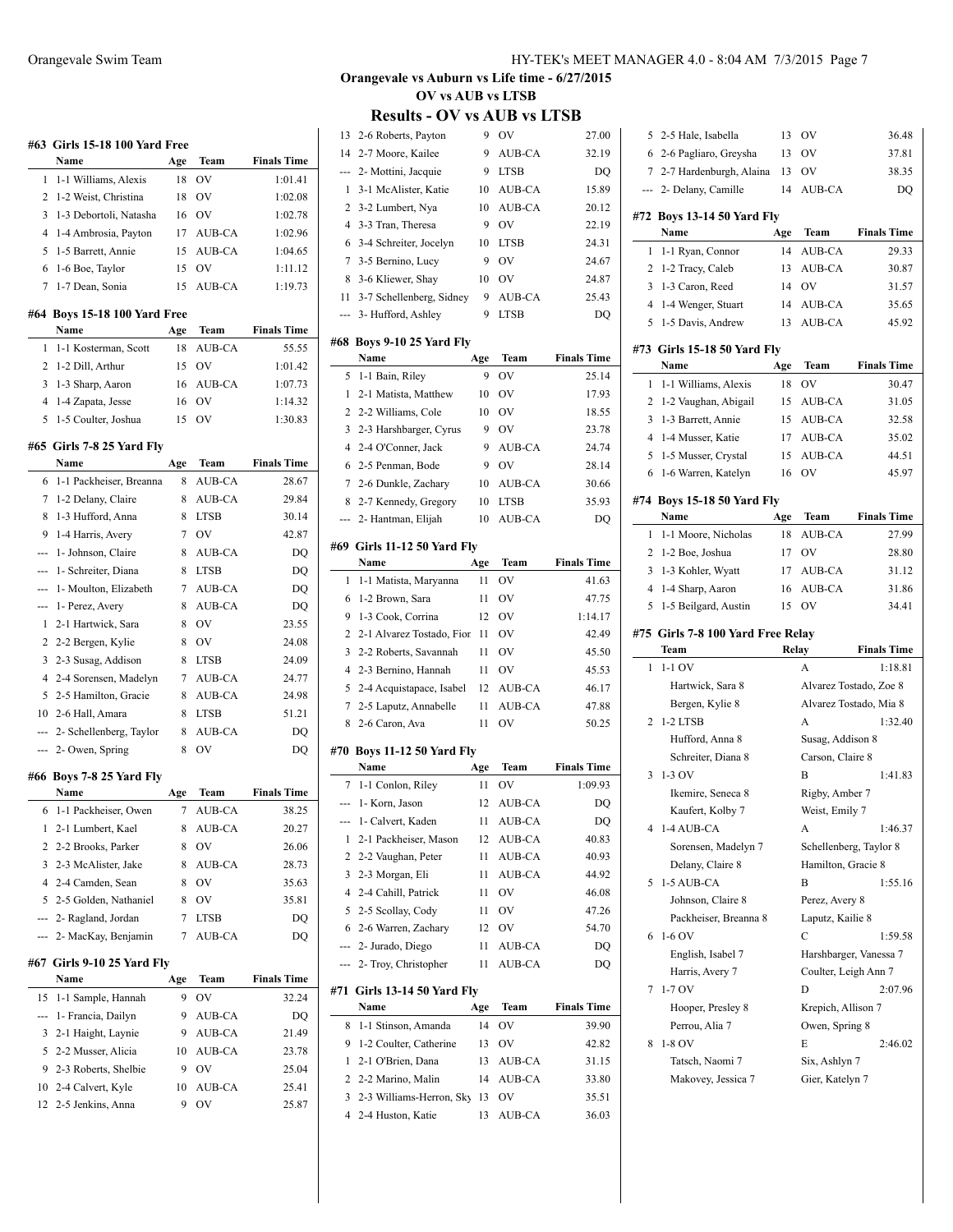## Orangevale vs Auburn vs Life time - 6/27/2015
### OV vs AUB vs LTSB
### Results - OV vs AUB vs LTSB

#### #63 Girls 15-18 100 Yard Free

| | Name | Age | Team | Finals Time |
|---|---|---|---|---|
| 1 | 1-1 Williams, Alexis | 18 | OV | 1:01.41 |
| 2 | 1-2 Weist, Christina | 18 | OV | 1:02.08 |
| 3 | 1-3 Debortoli, Natasha | 16 | OV | 1:02.78 |
| 4 | 1-4 Ambrosia, Payton | 17 | AUB-CA | 1:02.96 |
| 5 | 1-5 Barrett, Annie | 15 | AUB-CA | 1:04.65 |
| 6 | 1-6 Boe, Taylor | 15 | OV | 1:11.12 |
| 7 | 1-7 Dean, Sonia | 15 | AUB-CA | 1:19.73 |

#### #64 Boys 15-18 100 Yard Free

| | Name | Age | Team | Finals Time |
|---|---|---|---|---|
| 1 | 1-1 Kosterman, Scott | 18 | AUB-CA | 55.55 |
| 2 | 1-2 Dill, Arthur | 15 | OV | 1:01.42 |
| 3 | 1-3 Sharp, Aaron | 16 | AUB-CA | 1:07.73 |
| 4 | 1-4 Zapata, Jesse | 16 | OV | 1:14.32 |
| 5 | 1-5 Coulter, Joshua | 15 | OV | 1:30.83 |

#### #65 Girls 7-8 25 Yard Fly

| | Name | Age | Team | Finals Time |
|---|---|---|---|---|
| 6 | 1-1 Packheiser, Breanna | 8 | AUB-CA | 28.67 |
| 7 | 1-2 Delany, Claire | 8 | AUB-CA | 29.84 |
| 8 | 1-3 Hufford, Anna | 8 | LTSB | 30.14 |
| 9 | 1-4 Harris, Avery | 7 | OV | 42.87 |
| --- | 1- Johnson, Claire | 8 | AUB-CA | DQ |
| --- | 1- Schreiter, Diana | 8 | LTSB | DQ |
| --- | 1- Moulton, Elizabeth | 7 | AUB-CA | DQ |
| --- | 1- Perez, Avery | 8 | AUB-CA | DQ |
| 1 | 2-1 Hartwick, Sara | 8 | OV | 23.55 |
| 2 | 2-2 Bergen, Kylie | 8 | OV | 24.08 |
| 3 | 2-3 Susag, Addison | 8 | LTSB | 24.09 |
| 4 | 2-4 Sorensen, Madelyn | 7 | AUB-CA | 24.77 |
| 5 | 2-5 Hamilton, Gracie | 8 | AUB-CA | 24.98 |
| 10 | 2-6 Hall, Amara | 8 | LTSB | 51.21 |
| --- | 2- Schellenberg, Taylor | 8 | AUB-CA | DQ |
| --- | 2- Owen, Spring | 8 | OV | DQ |

#### #66 Boys 7-8 25 Yard Fly

| | Name | Age | Team | Finals Time |
|---|---|---|---|---|
| 6 | 1-1 Packheiser, Owen | 7 | AUB-CA | 38.25 |
| 1 | 2-1 Lumbert, Kael | 8 | AUB-CA | 20.27 |
| 2 | 2-2 Brooks, Parker | 8 | OV | 26.06 |
| 3 | 2-3 McAlister, Jake | 8 | AUB-CA | 28.73 |
| 4 | 2-4 Camden, Sean | 8 | OV | 35.63 |
| 5 | 2-5 Golden, Nathaniel | 8 | OV | 35.81 |
| --- | 2- Ragland, Jordan | 7 | LTSB | DQ |
| --- | 2- MacKay, Benjamin | 7 | AUB-CA | DQ |

#### #67 Girls 9-10 25 Yard Fly

| | Name | Age | Team | Finals Time |
|---|---|---|---|---|
| 15 | 1-1 Sample, Hannah | 9 | OV | 32.24 |
| --- | 1- Francia, Dailyn | 9 | AUB-CA | DQ |
| 3 | 2-1 Haight, Laynie | 9 | AUB-CA | 21.49 |
| 5 | 2-2 Musser, Alicia | 10 | AUB-CA | 23.78 |
| 9 | 2-3 Roberts, Shelbie | 9 | OV | 25.04 |
| 10 | 2-4 Calvert, Kyle | 10 | AUB-CA | 25.41 |
| 12 | 2-5 Jenkins, Anna | 9 | OV | 25.87 |
| 13 | 2-6 Roberts, Payton | 9 | OV | 27.00 |
| 14 | 2-7 Moore, Kailee | 9 | AUB-CA | 32.19 |
| --- | 2- Mottini, Jacquie | 9 | LTSB | DQ |
| 1 | 3-1 McAlister, Katie | 10 | AUB-CA | 15.89 |
| 2 | 3-2 Lumbert, Nya | 10 | AUB-CA | 20.12 |
| 4 | 3-3 Tran, Theresa | 9 | OV | 22.19 |
| 6 | 3-4 Schreiter, Jocelyn | 10 | LTSB | 24.31 |
| 7 | 3-5 Bernino, Lucy | 9 | OV | 24.67 |
| 8 | 3-6 Kliewer, Shay | 10 | OV | 24.87 |
| 11 | 3-7 Schellenberg, Sidney | 9 | AUB-CA | 25.43 |
| --- | 3- Hufford, Ashley | 9 | LTSB | DQ |

#### #68 Boys 9-10 25 Yard Fly

| | Name | Age | Team | Finals Time |
|---|---|---|---|---|
| 5 | 1-1 Bain, Riley | 9 | OV | 25.14 |
| 1 | 2-1 Matista, Matthew | 10 | OV | 17.93 |
| 2 | 2-2 Williams, Cole | 10 | OV | 18.55 |
| 3 | 2-3 Harshbarger, Cyrus | 9 | OV | 23.78 |
| 4 | 2-4 O'Conner, Jack | 9 | AUB-CA | 24.74 |
| 6 | 2-5 Penman, Bode | 9 | OV | 28.14 |
| 7 | 2-6 Dunkle, Zachary | 10 | AUB-CA | 30.66 |
| 8 | 2-7 Kennedy, Gregory | 10 | LTSB | 35.93 |
| --- | 2- Hantman, Elijah | 10 | AUB-CA | DQ |

#### #69 Girls 11-12 50 Yard Fly

| | Name | Age | Team | Finals Time |
|---|---|---|---|---|
| 1 | 1-1 Matista, Maryanna | 11 | OV | 41.63 |
| 6 | 1-2 Brown, Sara | 11 | OV | 47.75 |
| 9 | 1-3 Cook, Corrina | 12 | OV | 1:14.17 |
| 2 | 2-1 Alvarez Tostado, Fior | 11 | OV | 42.49 |
| 3 | 2-2 Roberts, Savannah | 11 | OV | 45.50 |
| 4 | 2-3 Bernino, Hannah | 11 | OV | 45.53 |
| 5 | 2-4 Acquistapace, Isabel | 12 | AUB-CA | 46.17 |
| 7 | 2-5 Laputz, Annabelle | 11 | AUB-CA | 47.88 |
| 8 | 2-6 Caron, Ava | 11 | OV | 50.25 |

#### #70 Boys 11-12 50 Yard Fly

| | Name | Age | Team | Finals Time |
|---|---|---|---|---|
| 7 | 1-1 Conlon, Riley | 11 | OV | 1:09.93 |
| --- | 1- Korn, Jason | 12 | AUB-CA | DQ |
| --- | 1- Calvert, Kaden | 11 | AUB-CA | DQ |
| 1 | 2-1 Packheiser, Mason | 12 | AUB-CA | 40.83 |
| 2 | 2-2 Vaughan, Peter | 11 | AUB-CA | 40.93 |
| 3 | 2-3 Morgan, Eli | 11 | AUB-CA | 44.92 |
| 4 | 2-4 Cahill, Patrick | 11 | OV | 46.08 |
| 5 | 2-5 Scollay, Cody | 11 | OV | 47.26 |
| 6 | 2-6 Warren, Zachary | 12 | OV | 54.70 |
| --- | 2- Jurado, Diego | 11 | AUB-CA | DQ |
| --- | 2- Troy, Christopher | 11 | AUB-CA | DQ |

#### #71 Girls 13-14 50 Yard Fly

| | Name | Age | Team | Finals Time |
|---|---|---|---|---|
| 8 | 1-1 Stinson, Amanda | 14 | OV | 39.90 |
| 9 | 1-2 Coulter, Catherine | 13 | OV | 42.82 |
| 1 | 2-1 O'Brien, Dana | 13 | AUB-CA | 31.15 |
| 2 | 2-2 Marino, Malin | 14 | AUB-CA | 33.80 |
| 3 | 2-3 Williams-Herron, Sky | 13 | OV | 35.51 |
| 4 | 2-4 Huston, Katie | 13 | AUB-CA | 36.03 |
| 5 | 2-5 Hale, Isabella | 13 | OV | 36.48 |
| 6 | 2-6 Pagliaro, Greysha | 13 | OV | 37.81 |
| 7 | 2-7 Hardenburgh, Alaina | 13 | OV | 38.35 |
| --- | 2- Delany, Camille | 14 | AUB-CA | DQ |

#### #72 Boys 13-14 50 Yard Fly

| | Name | Age | Team | Finals Time |
|---|---|---|---|---|
| 1 | 1-1 Ryan, Connor | 14 | AUB-CA | 29.33 |
| 2 | 1-2 Tracy, Caleb | 13 | AUB-CA | 30.87 |
| 3 | 1-3 Caron, Reed | 14 | OV | 31.57 |
| 4 | 1-4 Wenger, Stuart | 14 | AUB-CA | 35.65 |
| 5 | 1-5 Davis, Andrew | 13 | AUB-CA | 45.92 |

#### #73 Girls 15-18 50 Yard Fly

| | Name | Age | Team | Finals Time |
|---|---|---|---|---|
| 1 | 1-1 Williams, Alexis | 18 | OV | 30.47 |
| 2 | 1-2 Vaughan, Abigail | 15 | AUB-CA | 31.05 |
| 3 | 1-3 Barrett, Annie | 15 | AUB-CA | 32.58 |
| 4 | 1-4 Musser, Katie | 17 | AUB-CA | 35.02 |
| 5 | 1-5 Musser, Crystal | 15 | AUB-CA | 44.51 |
| 6 | 1-6 Warren, Katelyn | 16 | OV | 45.97 |

#### #74 Boys 15-18 50 Yard Fly

| | Name | Age | Team | Finals Time |
|---|---|---|---|---|
| 1 | 1-1 Moore, Nicholas | 18 | AUB-CA | 27.99 |
| 2 | 1-2 Boe, Joshua | 17 | OV | 28.80 |
| 3 | 1-3 Kohler, Wyatt | 17 | AUB-CA | 31.12 |
| 4 | 1-4 Sharp, Aaron | 16 | AUB-CA | 31.86 |
| 5 | 1-5 Beilgard, Austin | 15 | OV | 34.41 |

#### #75 Girls 7-8 100 Yard Free Relay

| | Team | Relay | Finals Time |
|---|---|---|---|
| 1 | 1-1 OV | A | 1:18.81 |
| | Hartwick, Sara 8 | Alvarez Tostado, Zoe 8 | |
| | Bergen, Kylie 8 | Alvarez Tostado, Mia 8 | |
| 2 | 1-2 LTSB | A | 1:32.40 |
| | Hufford, Anna 8 | Susag, Addison 8 | |
| | Schreiter, Diana 8 | Carson, Claire 8 | |
| 3 | 1-3 OV | B | 1:41.83 |
| | Ikemire, Seneca 8 | Rigby, Amber 7 | |
| | Kaufert, Kolby 7 | Weist, Emily 7 | |
| 4 | 1-4 AUB-CA | A | 1:46.37 |
| | Sorensen, Madelyn 7 | Schellenberg, Taylor 8 | |
| | Delany, Claire 8 | Hamilton, Gracie 8 | |
| 5 | 1-5 AUB-CA | B | 1:55.16 |
| | Johnson, Claire 8 | Perez, Avery 8 | |
| | Packheiser, Breanna 8 | Laputz, Kailie 8 | |
| 6 | 1-6 OV | C | 1:59.58 |
| | English, Isabel 7 | Harshbarger, Vanessa 7 | |
| | Harris, Avery 7 | Coulter, Leigh Ann 7 | |
| 7 | 1-7 OV | D | 2:07.96 |
| | Hooper, Presley 8 | Krepich, Allison 7 | |
| | Perrou, Alia 7 | Owen, Spring 8 | |
| 8 | 1-8 OV | E | 2:46.02 |
| | Tatsch, Naomi 7 | Six, Ashlyn 7 | |
| | Makovey, Jessica 7 | Gier, Katelyn 7 | |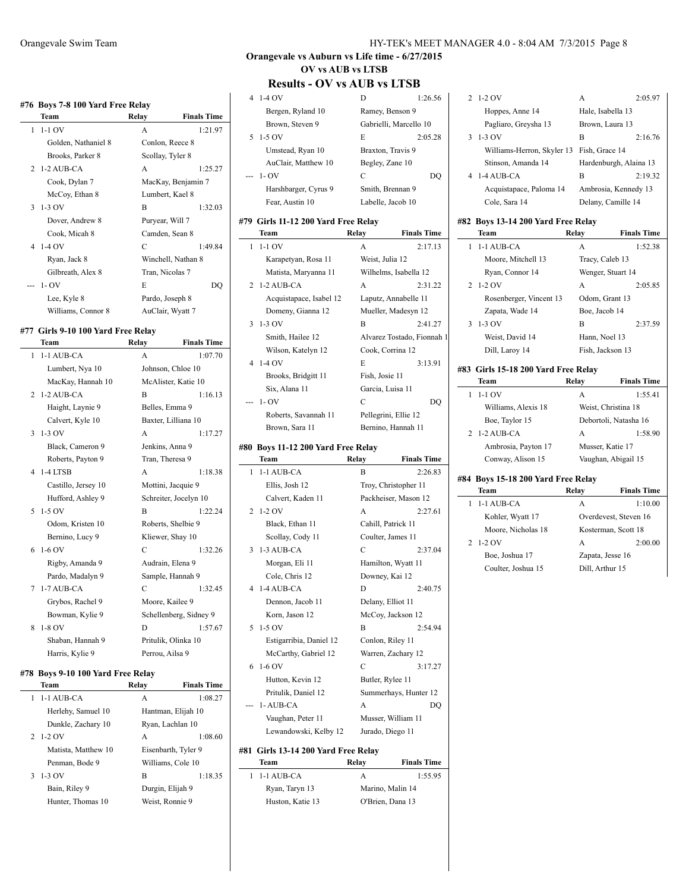## Orangevale vs Auburn vs Life time - 6/27/2015

### OV vs AUB vs LTSB

## Results - OV vs AUB vs LTSB

### #76 Boys 7-8 100 Yard Free Relay

| Team | Relay | Finals Time |
|---|---|---|
| 1 1-1 OV | A | 1:21.97 |
| Golden, Nathaniel 8 | Conlon, Reece 8 | |
| Brooks, Parker 8 | Scollay, Tyler 8 | |
| 2 1-2 AUB-CA | A | 1:25.27 |
| Cook, Dylan 7 | MacKay, Benjamin 7 | |
| McCoy, Ethan 8 | Lumbert, Kael 8 | |
| 3 1-3 OV | B | 1:32.03 |
| Dover, Andrew 8 | Puryear, Will 7 | |
| Cook, Micah 8 | Camden, Sean 8 | |
| 4 1-4 OV | C | 1:49.84 |
| Ryan, Jack 8 | Winchell, Nathan 8 | |
| Gilbreath, Alex 8 | Tran, Nicolas 7 | |
| --- 1- OV | E | DQ |
| Lee, Kyle 8 | Pardo, Joseph 8 | |
| Williams, Connor 8 | AuClair, Wyatt 7 | |

### #77 Girls 9-10 100 Yard Free Relay

| Team | Relay | Finals Time |
|---|---|---|
| 1 1-1 AUB-CA | A | 1:07.70 |
| Lumbert, Nya 10 | Johnson, Chloe 10 | |
| MacKay, Hannah 10 | McAlister, Katie 10 | |
| 2 1-2 AUB-CA | B | 1:16.13 |
| Haight, Laynie 9 | Belles, Emma 9 | |
| Calvert, Kyle 10 | Baxter, Lilliana 10 | |
| 3 1-3 OV | A | 1:17.27 |
| Black, Cameron 9 | Jenkins, Anna 9 | |
| Roberts, Payton 9 | Tran, Theresa 9 | |
| 4 1-4 LTSB | A | 1:18.38 |
| Castillo, Jersey 10 | Mottini, Jacquie 9 | |
| Hufford, Ashley 9 | Schreiter, Jocelyn 10 | |
| 5 1-5 OV | B | 1:22.24 |
| Odom, Kristen 10 | Roberts, Shelbie 9 | |
| Bernino, Lucy 9 | Kliewer, Shay 10 | |
| 6 1-6 OV | C | 1:32.26 |
| Rigby, Amanda 9 | Audrain, Elena 9 | |
| Pardo, Madalyn 9 | Sample, Hannah 9 | |
| 7 1-7 AUB-CA | C | 1:32.45 |
| Grybos, Rachel 9 | Moore, Kailee 9 | |
| Bowman, Kylie 9 | Schellenberg, Sidney 9 | |
| 8 1-8 OV | D | 1:57.67 |
| Shaban, Hannah 9 | Pritulik, Olinka 10 | |
| Harris, Kylie 9 | Perrou, Ailsa 9 | |

### #78 Boys 9-10 100 Yard Free Relay

| Team | Relay | Finals Time |
|---|---|---|
| 1 1-1 AUB-CA | A | 1:08.27 |
| Herlehy, Samuel 10 | Hantman, Elijah 10 | |
| Dunkle, Zachary 10 | Ryan, Lachlan 10 | |
| 2 1-2 OV | A | 1:08.60 |
| Matista, Matthew 10 | Eisenbarth, Tyler 9 | |
| Penman, Bode 9 | Williams, Cole 10 | |
| 3 1-3 OV | B | 1:18.35 |
| Bain, Riley 9 | Durgin, Elijah 9 | |
| Hunter, Thomas 10 | Weist, Ronnie 9 | |
| 4 1-4 OV | D | 1:26.56 |
| Bergen, Ryland 10 | Ramey, Benson 9 | |
| Brown, Steven 9 | Gabrielli, Marcello 10 | |
| 5 1-5 OV | E | 2:05.28 |
| Umstead, Ryan 10 | Braxton, Travis 9 | |
| AuClair, Matthew 10 | Begley, Zane 10 | |
| --- 1- OV | C | DQ |
| Harshbarger, Cyrus 9 | Smith, Brennan 9 | |
| Fear, Austin 10 | Labelle, Jacob 10 | |

### #79 Girls 11-12 200 Yard Free Relay

| Team | Relay | Finals Time |
|---|---|---|
| 1 1-1 OV | A | 2:17.13 |
| Karapetyan, Rosa 11 | Weist, Julia 12 | |
| Matista, Maryanna 11 | Wilhelms, Isabella 12 | |
| 2 1-2 AUB-CA | A | 2:31.22 |
| Acquistapace, Isabel 12 | Laputz, Annabelle 11 | |
| Domeny, Gianna 12 | Mueller, Madesyn 12 | |
| 3 1-3 OV | B | 2:41.27 |
| Smith, Hailee 12 | Alvarez Tostado, Fionnah 1 | |
| Wilson, Katelyn 12 | Cook, Corrina 12 | |
| 4 1-4 OV | E | 3:13.91 |
| Brooks, Bridgitt 11 | Fish, Josie 11 | |
| Six, Alana 11 | Garcia, Luisa 11 | |
| --- 1- OV | C | DQ |
| Roberts, Savannah 11 | Pellegrini, Ellie 12 | |
| Brown, Sara 11 | Bernino, Hannah 11 | |

### #80 Boys 11-12 200 Yard Free Relay

| Team | Relay | Finals Time |
|---|---|---|
| 1 1-1 AUB-CA | B | 2:26.83 |
| Ellis, Josh 12 | Troy, Christopher 11 | |
| Calvert, Kaden 11 | Packheiser, Mason 12 | |
| 2 1-2 OV | A | 2:27.61 |
| Black, Ethan 11 | Cahill, Patrick 11 | |
| Scollay, Cody 11 | Coulter, James 11 | |
| 3 1-3 AUB-CA | C | 2:37.04 |
| Morgan, Eli 11 | Hamilton, Wyatt 11 | |
| Cole, Chris 12 | Downey, Kai 12 | |
| 4 1-4 AUB-CA | D | 2:40.75 |
| Dennon, Jacob 11 | Delany, Elliot 11 | |
| Korn, Jason 12 | McCoy, Jackson 12 | |
| 5 1-5 OV | B | 2:54.94 |
| Estigarribia, Daniel 12 | Conlon, Riley 11 | |
| McCarthy, Gabriel 12 | Warren, Zachary 12 | |
| 6 1-6 OV | C | 3:17.27 |
| Hutton, Kevin 12 | Butler, Rylee 11 | |
| Pritulik, Daniel 12 | Summerhays, Hunter 12 | |
| --- 1- AUB-CA | A | DQ |
| Vaughan, Peter 11 | Musser, William 11 | |
| Lewandowski, Kelby 12 | Jurado, Diego 11 | |

### #81 Girls 13-14 200 Yard Free Relay

| Team | Relay | Finals Time |
|---|---|---|
| 1 1-1 AUB-CA | A | 1:55.95 |
| Ryan, Taryn 13 | Marino, Malin 14 | |
| Huston, Katie 13 | O'Brien, Dana 13 | |
| 2 1-2 OV | A | 2:05.97 |
| Hoppes, Anne 14 | Hale, Isabella 13 | |
| Pagliaro, Greysha 13 | Brown, Laura 13 | |
| 3 1-3 OV | B | 2:16.76 |
| Williams-Herron, Skyler 13 | Fish, Grace 14 | |
| Stinson, Amanda 14 | Hardenburgh, Alaina 13 | |
| 4 1-4 AUB-CA | B | 2:19.32 |
| Acquistapace, Paloma 14 | Ambrosia, Kennedy 13 | |
| Cole, Sara 14 | Delany, Camille 14 | |

### #82 Boys 13-14 200 Yard Free Relay

| Team | Relay | Finals Time |
|---|---|---|
| 1 1-1 AUB-CA | A | 1:52.38 |
| Moore, Mitchell 13 | Tracy, Caleb 13 | |
| Ryan, Connor 14 | Wenger, Stuart 14 | |
| 2 1-2 OV | A | 2:05.85 |
| Rosenberger, Vincent 13 | Odom, Grant 13 | |
| Zapata, Wade 14 | Boe, Jacob 14 | |
| 3 1-3 OV | B | 2:37.59 |
| Weist, David 14 | Hann, Noel 13 | |
| Dill, Laroy 14 | Fish, Jackson 13 | |

### #83 Girls 15-18 200 Yard Free Relay

| Team | Relay | Finals Time |
|---|---|---|
| 1 1-1 OV | A | 1:55.41 |
| Williams, Alexis 18 | Weist, Christina 18 | |
| Boe, Taylor 15 | Debortoli, Natasha 16 | |
| 2 1-2 AUB-CA | A | 1:58.90 |
| Ambrosia, Payton 17 | Musser, Katie 17 | |
| Conway, Alison 15 | Vaughan, Abigail 15 | |

### #84 Boys 15-18 200 Yard Free Relay

| Team | Relay | Finals Time |
|---|---|---|
| 1 1-1 AUB-CA | A | 1:10.00 |
| Kohler, Wyatt 17 | Overdevest, Steven 16 | |
| Moore, Nicholas 18 | Kosterman, Scott 18 | |
| 2 1-2 OV | A | 2:00.00 |
| Boe, Joshua 17 | Zapata, Jesse 16 | |
| Coulter, Joshua 15 | Dill, Arthur 15 | |